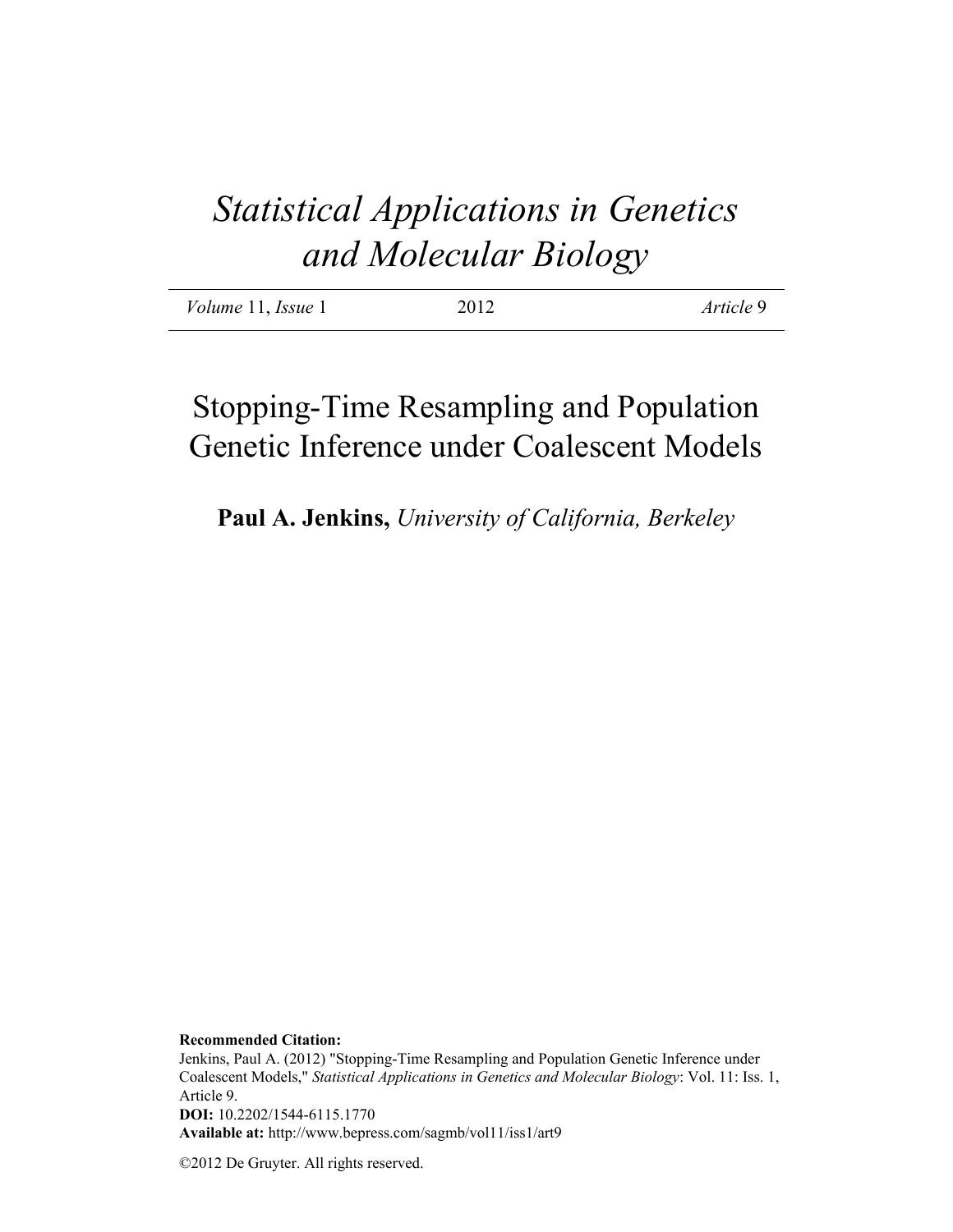# *Statistical Applications in Genetics and Molecular Biology*

| *Volume* 11, *Issue* 1 | 2012 | *Article* 9 |
| --- | --- | --- |

## Stopping-Time Resampling and Population Genetic Inference under Coalescent Models

**Paul A. Jenkins,** *University of California, Berkeley*

**Recommended Citation:**
Jenkins, Paul A. (2012) "Stopping-Time Resampling and Population Genetic Inference under Coalescent Models," *Statistical Applications in Genetics and Molecular Biology*: Vol. 11: Iss. 1, Article 9.
**DOI:** 10.2202/1544-6115.1770
**Available at:** http://www.bepress.com/sagmb/vol11/iss1/art9

©2012 De Gruyter. All rights reserved.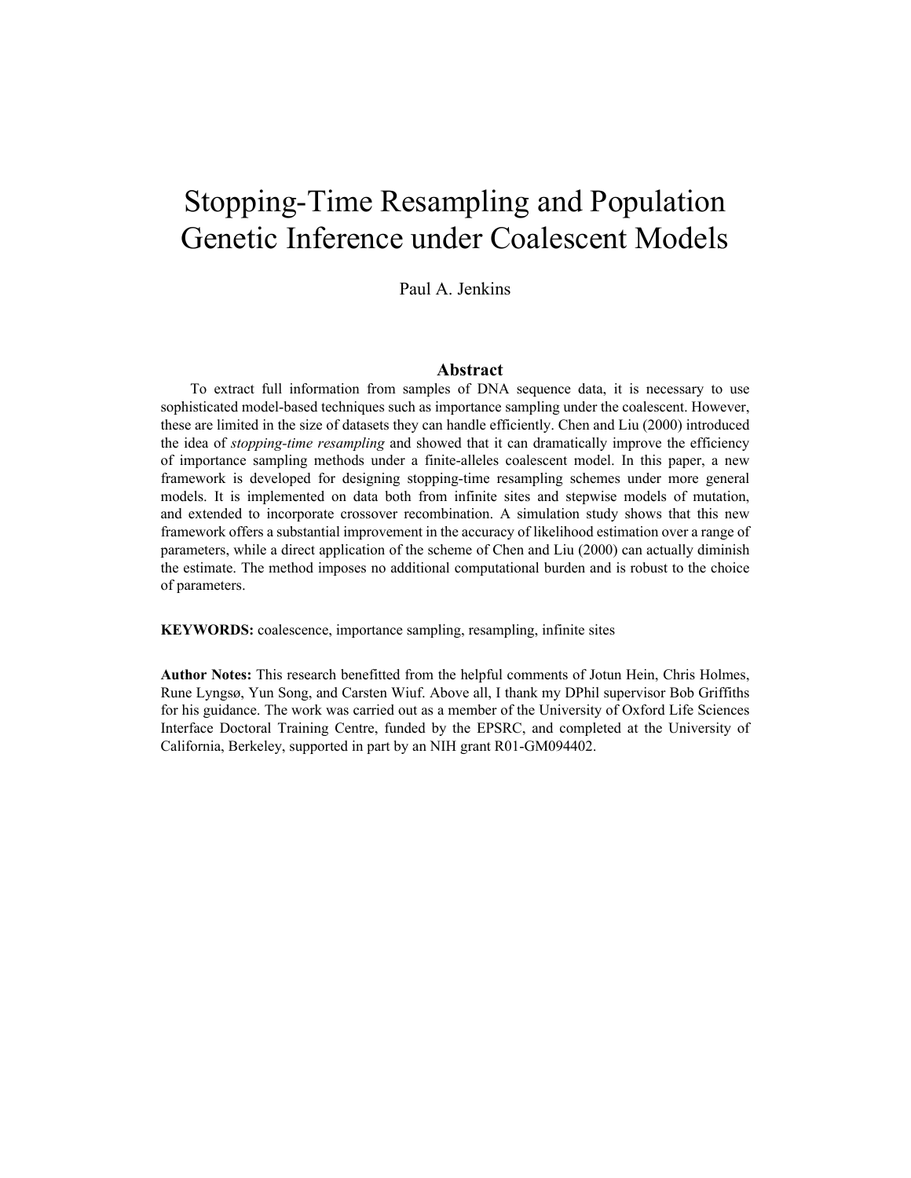# Stopping-Time Resampling and Population Genetic Inference under Coalescent Models

Paul A. Jenkins

## Abstract

To extract full information from samples of DNA sequence data, it is necessary to use sophisticated model-based techniques such as importance sampling under the coalescent. However, these are limited in the size of datasets they can handle efficiently. Chen and Liu (2000) introduced the idea of *stopping-time resampling* and showed that it can dramatically improve the efficiency of importance sampling methods under a finite-alleles coalescent model. In this paper, a new framework is developed for designing stopping-time resampling schemes under more general models. It is implemented on data both from infinite sites and stepwise models of mutation, and extended to incorporate crossover recombination. A simulation study shows that this new framework offers a substantial improvement in the accuracy of likelihood estimation over a range of parameters, while a direct application of the scheme of Chen and Liu (2000) can actually diminish the estimate. The method imposes no additional computational burden and is robust to the choice of parameters.

**KEYWORDS:** coalescence, importance sampling, resampling, infinite sites

**Author Notes:** This research benefitted from the helpful comments of Jotun Hein, Chris Holmes, Rune Lyngsø, Yun Song, and Carsten Wiuf. Above all, I thank my DPhil supervisor Bob Griffiths for his guidance. The work was carried out as a member of the University of Oxford Life Sciences Interface Doctoral Training Centre, funded by the EPSRC, and completed at the University of California, Berkeley, supported in part by an NIH grant R01-GM094402.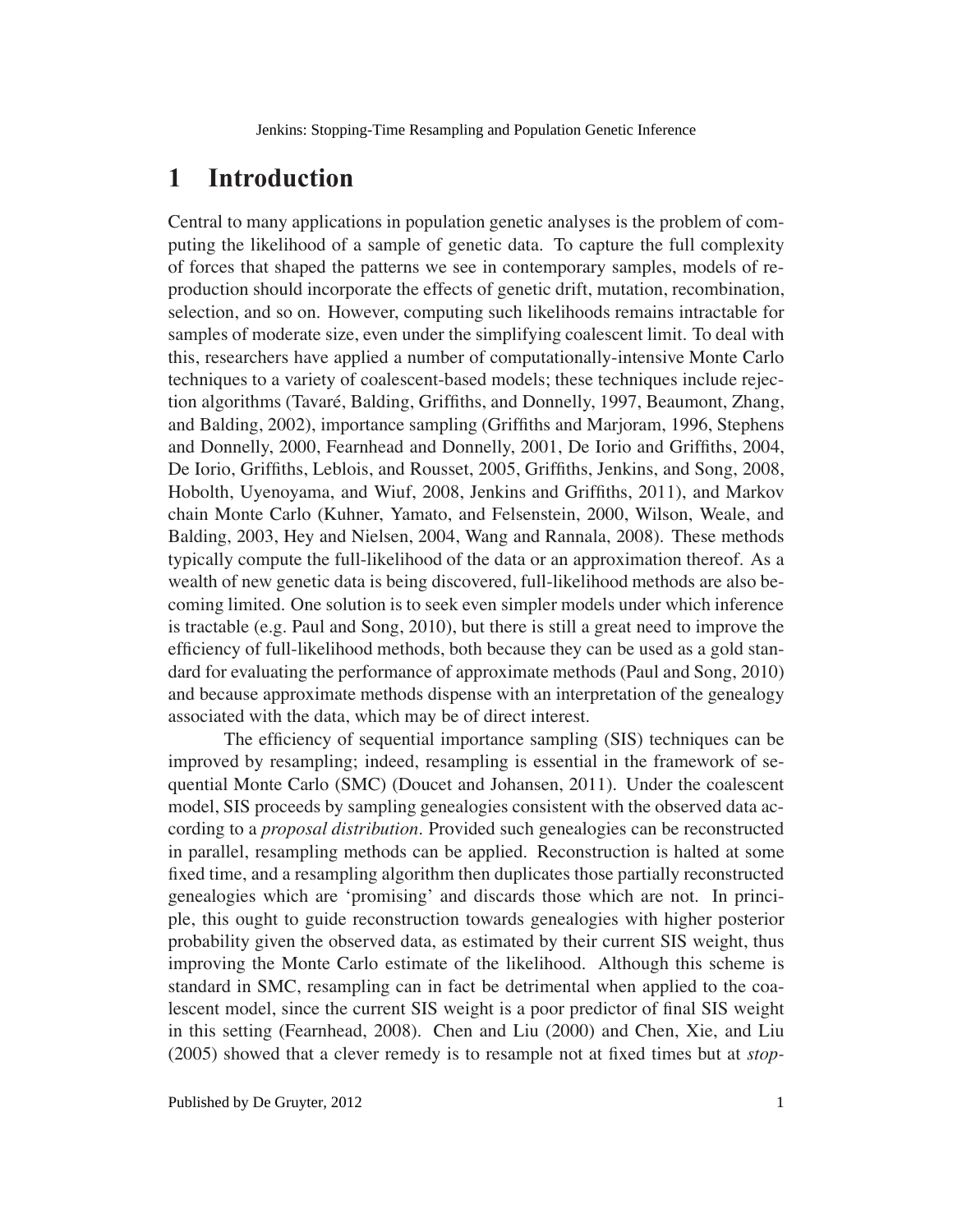# 1 Introduction

Central to many applications in population genetic analyses is the problem of computing the likelihood of a sample of genetic data. To capture the full complexity of forces that shaped the patterns we see in contemporary samples, models of reproduction should incorporate the effects of genetic drift, mutation, recombination, selection, and so on. However, computing such likelihoods remains intractable for samples of moderate size, even under the simplifying coalescent limit. To deal with this, researchers have applied a number of computationally-intensive Monte Carlo techniques to a variety of coalescent-based models; these techniques include rejection algorithms (Tavaré, Balding, Griffiths, and Donnelly, 1997, Beaumont, Zhang, and Balding, 2002), importance sampling (Griffiths and Marjoram, 1996, Stephens and Donnelly, 2000, Fearnhead and Donnelly, 2001, De Iorio and Griffiths, 2004, De Iorio, Griffiths, Leblois, and Rousset, 2005, Griffiths, Jenkins, and Song, 2008, Hobolth, Uyenoyama, and Wiuf, 2008, Jenkins and Griffiths, 2011), and Markov chain Monte Carlo (Kuhner, Yamato, and Felsenstein, 2000, Wilson, Weale, and Balding, 2003, Hey and Nielsen, 2004, Wang and Rannala, 2008). These methods typically compute the full-likelihood of the data or an approximation thereof. As a wealth of new genetic data is being discovered, full-likelihood methods are also becoming limited. One solution is to seek even simpler models under which inference is tractable (e.g. Paul and Song, 2010), but there is still a great need to improve the efficiency of full-likelihood methods, both because they can be used as a gold standard for evaluating the performance of approximate methods (Paul and Song, 2010) and because approximate methods dispense with an interpretation of the genealogy associated with the data, which may be of direct interest.

The efficiency of sequential importance sampling (SIS) techniques can be improved by resampling; indeed, resampling is essential in the framework of sequential Monte Carlo (SMC) (Doucet and Johansen, 2011). Under the coalescent model, SIS proceeds by sampling genealogies consistent with the observed data according to a *proposal distribution*. Provided such genealogies can be reconstructed in parallel, resampling methods can be applied. Reconstruction is halted at some fixed time, and a resampling algorithm then duplicates those partially reconstructed genealogies which are 'promising' and discards those which are not. In principle, this ought to guide reconstruction towards genealogies with higher posterior probability given the observed data, as estimated by their current SIS weight, thus improving the Monte Carlo estimate of the likelihood. Although this scheme is standard in SMC, resampling can in fact be detrimental when applied to the coalescent model, since the current SIS weight is a poor predictor of final SIS weight in this setting (Fearnhead, 2008). Chen and Liu (2000) and Chen, Xie, and Liu (2005) showed that a clever remedy is to resample not at fixed times but at *stop-*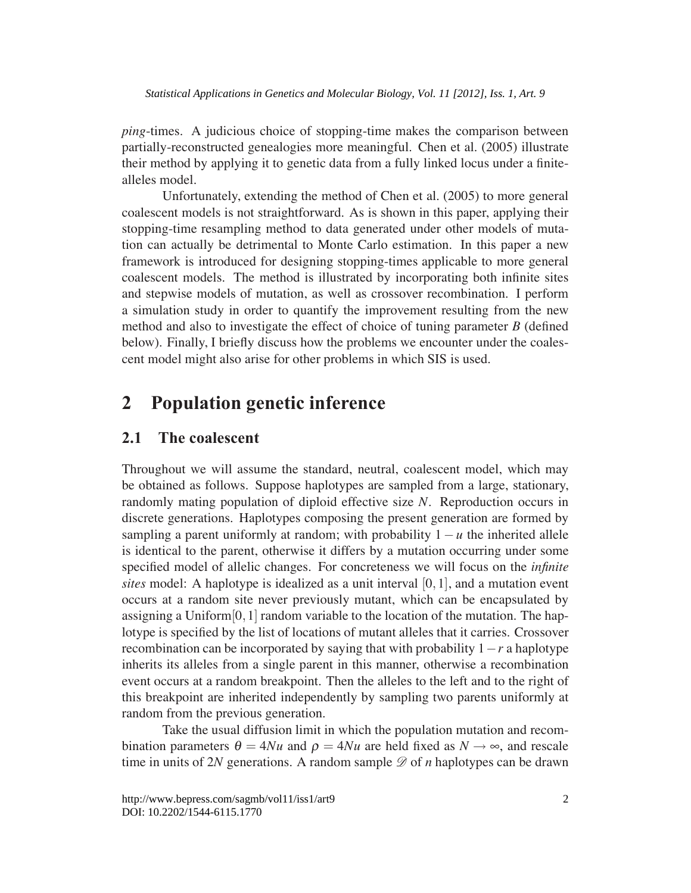*ping*-times. A judicious choice of stopping-time makes the comparison between partially-reconstructed genealogies more meaningful. Chen et al. (2005) illustrate their method by applying it to genetic data from a fully linked locus under a finite-alleles model.

Unfortunately, extending the method of Chen et al. (2005) to more general coalescent models is not straightforward. As is shown in this paper, applying their stopping-time resampling method to data generated under other models of mutation can actually be detrimental to Monte Carlo estimation. In this paper a new framework is introduced for designing stopping-times applicable to more general coalescent models. The method is illustrated by incorporating both infinite sites and stepwise models of mutation, as well as crossover recombination. I perform a simulation study in order to quantify the improvement resulting from the new method and also to investigate the effect of choice of tuning parameter $B$ (defined below). Finally, I briefly discuss how the problems we encounter under the coalescent model might also arise for other problems in which SIS is used.

## 2 Population genetic inference

### 2.1 The coalescent

Throughout we will assume the standard, neutral, coalescent model, which may be obtained as follows. Suppose haplotypes are sampled from a large, stationary, randomly mating population of diploid effective size $N$. Reproduction occurs in discrete generations. Haplotypes composing the present generation are formed by sampling a parent uniformly at random; with probability $1-u$ the inherited allele is identical to the parent, otherwise it differs by a mutation occurring under some specified model of allelic changes. For concreteness we will focus on the *infinite sites* model: A haplotype is idealized as a unit interval $[0,1]$, and a mutation event occurs at a random site never previously mutant, which can be encapsulated by assigning a Uniform$[0,1]$ random variable to the location of the mutation. The haplotype is specified by the list of locations of mutant alleles that it carries. Crossover recombination can be incorporated by saying that with probability $1-r$ a haplotype inherits its alleles from a single parent in this manner, otherwise a recombination event occurs at a random breakpoint. Then the alleles to the left and to the right of this breakpoint are inherited independently by sampling two parents uniformly at random from the previous generation.

Take the usual diffusion limit in which the population mutation and recombination parameters $\theta = 4Nu$ and $\rho = 4Nu$ are held fixed as $N \to \infty$, and rescale time in units of $2N$ generations. A random sample $\mathscr{D}$ of $n$ haplotypes can be drawn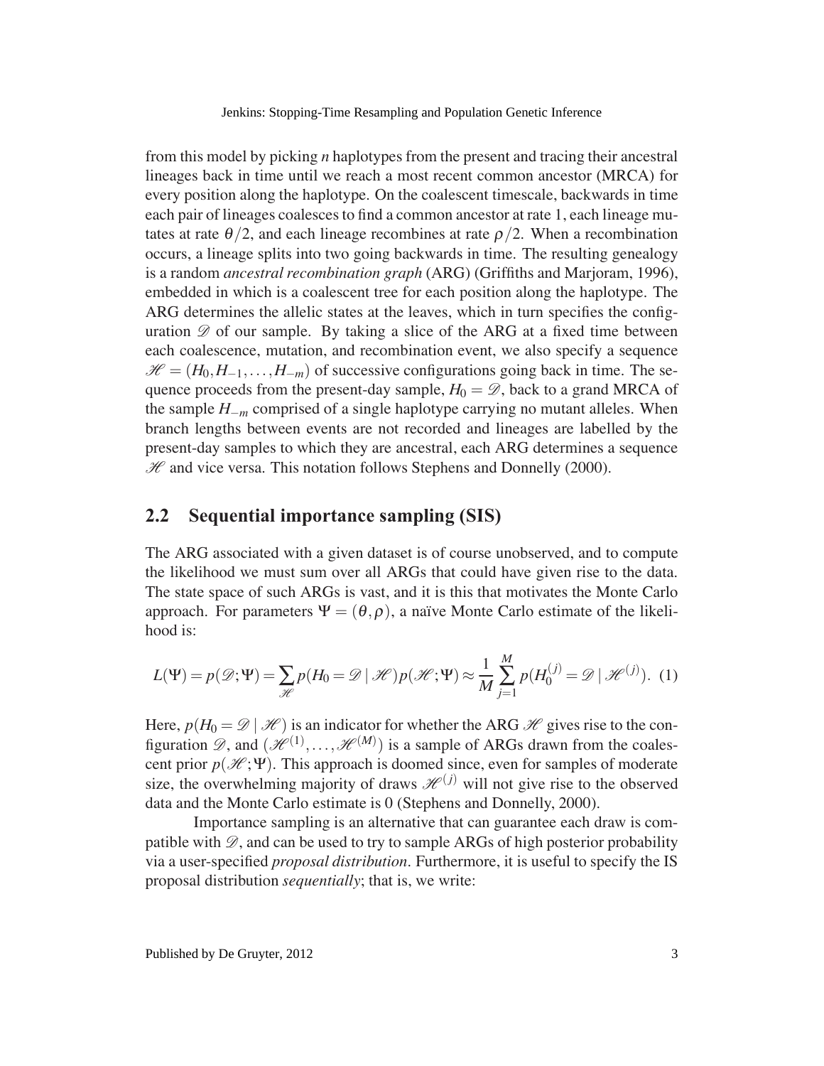from this model by picking $n$ haplotypes from the present and tracing their ancestral lineages back in time until we reach a most recent common ancestor (MRCA) for every position along the haplotype. On the coalescent timescale, backwards in time each pair of lineages coalesces to find a common ancestor at rate 1, each lineage mutates at rate $\theta/2$, and each lineage recombines at rate $\rho/2$. When a recombination occurs, a lineage splits into two going backwards in time. The resulting genealogy is a random *ancestral recombination graph* (ARG) (Griffiths and Marjoram, 1996), embedded in which is a coalescent tree for each position along the haplotype. The ARG determines the allelic states at the leaves, which in turn specifies the configuration $\mathscr{D}$ of our sample. By taking a slice of the ARG at a fixed time between each coalescence, mutation, and recombination event, we also specify a sequence $\mathscr{H} = (H_0, H_{-1}, \ldots, H_{-m})$ of successive configurations going back in time. The sequence proceeds from the present-day sample, $H_0 = \mathscr{D}$, back to a grand MRCA of the sample $H_{-m}$ comprised of a single haplotype carrying no mutant alleles. When branch lengths between events are not recorded and lineages are labelled by the present-day samples to which they are ancestral, each ARG determines a sequence $\mathscr{H}$ and vice versa. This notation follows Stephens and Donnelly (2000).

## 2.2 Sequential importance sampling (SIS)

The ARG associated with a given dataset is of course unobserved, and to compute the likelihood we must sum over all ARGs that could have given rise to the data. The state space of such ARGs is vast, and it is this that motivates the Monte Carlo approach. For parameters $\Psi = (\theta, \rho)$, a naïve Monte Carlo estimate of the likelihood is:

$$L(\Psi) = p(\mathscr{D}; \Psi) = \sum_{\mathscr{H}} p(H_0 = \mathscr{D} \mid \mathscr{H}) p(\mathscr{H}; \Psi) \approx \frac{1}{M} \sum_{j=1}^{M} p(H_0^{(j)} = \mathscr{D} \mid \mathscr{H}^{(j)}). \quad (1)$$

Here, $p(H_0 = \mathscr{D} \mid \mathscr{H})$ is an indicator for whether the ARG $\mathscr{H}$ gives rise to the configuration $\mathscr{D}$, and $(\mathscr{H}^{(1)}, \ldots, \mathscr{H}^{(M)})$ is a sample of ARGs drawn from the coalescent prior $p(\mathscr{H}; \Psi)$. This approach is doomed since, even for samples of moderate size, the overwhelming majority of draws $\mathscr{H}^{(j)}$ will not give rise to the observed data and the Monte Carlo estimate is 0 (Stephens and Donnelly, 2000).

Importance sampling is an alternative that can guarantee each draw is compatible with $\mathscr{D}$, and can be used to try to sample ARGs of high posterior probability via a user-specified *proposal distribution*. Furthermore, it is useful to specify the IS proposal distribution *sequentially*; that is, we write: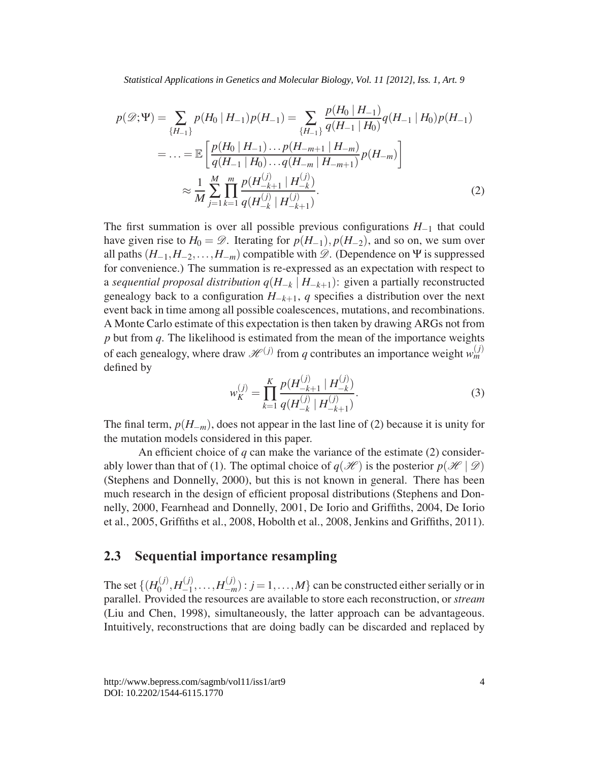$$
\begin{aligned}
p(\mathscr{D};\Psi) &= \sum_{\{H_{-1}\}} p(H_0 \mid H_{-1})p(H_{-1}) = \sum_{\{H_{-1}\}} \frac{p(H_0 \mid H_{-1})}{q(H_{-1} \mid H_0)} q(H_{-1} \mid H_0) p(H_{-1}) \\
&= \ldots = \mathbb{E}\left[\frac{p(H_0 \mid H_{-1}) \ldots p(H_{-m+1} \mid H_{-m})}{q(H_{-1} \mid H_0) \ldots q(H_{-m} \mid H_{-m+1})} p(H_{-m})\right] \\
&\approx \frac{1}{M} \sum_{j=1}^{M} \prod_{k=1}^{m} \frac{p(H_{-k+1}^{(j)} \mid H_{-k}^{(j)})}{q(H_{-k}^{(j)} \mid H_{-k+1}^{(j)})}.
\end{aligned} \tag{2}
$$

The first summation is over all possible previous configurations $H_{-1}$ that could have given rise to $H_0 = \mathscr{D}$. Iterating for $p(H_{-1}), p(H_{-2})$, and so on, we sum over all paths $(H_{-1}, H_{-2}, \ldots, H_{-m})$ compatible with $\mathscr{D}$. (Dependence on $\Psi$ is suppressed for convenience.) The summation is re-expressed as an expectation with respect to a *sequential proposal distribution* $q(H_{-k} \mid H_{-k+1})$: given a partially reconstructed genealogy back to a configuration $H_{-k+1}$, $q$ specifies a distribution over the next event back in time among all possible coalescences, mutations, and recombinations. A Monte Carlo estimate of this expectation is then taken by drawing ARGs not from $p$ but from $q$. The likelihood is estimated from the mean of the importance weights of each genealogy, where draw $\mathscr{H}^{(j)}$ from $q$ contributes an importance weight $w_m^{(j)}$ defined by

$$
w_K^{(j)} = \prod_{k=1}^{K} \frac{p(H_{-k+1}^{(j)} \mid H_{-k}^{(j)})}{q(H_{-k}^{(j)} \mid H_{-k+1}^{(j)})}. \tag{3}
$$

The final term, $p(H_{-m})$, does not appear in the last line of (2) because it is unity for the mutation models considered in this paper.

An efficient choice of $q$ can make the variance of the estimate (2) considerably lower than that of (1). The optimal choice of $q(\mathscr{H})$ is the posterior $p(\mathscr{H} \mid \mathscr{D})$ (Stephens and Donnelly, 2000), but this is not known in general. There has been much research in the design of efficient proposal distributions (Stephens and Donnelly, 2000, Fearnhead and Donnelly, 2001, De Iorio and Griffiths, 2004, De Iorio et al., 2005, Griffiths et al., 2008, Hobolth et al., 2008, Jenkins and Griffiths, 2011).

## 2.3 Sequential importance resampling

The set $\{(H_0^{(j)}, H_{-1}^{(j)}, \ldots, H_{-m}^{(j)}) : j = 1, \ldots, M\}$ can be constructed either serially or in parallel. Provided the resources are available to store each reconstruction, or *stream* (Liu and Chen, 1998), simultaneously, the latter approach can be advantageous. Intuitively, reconstructions that are doing badly can be discarded and replaced by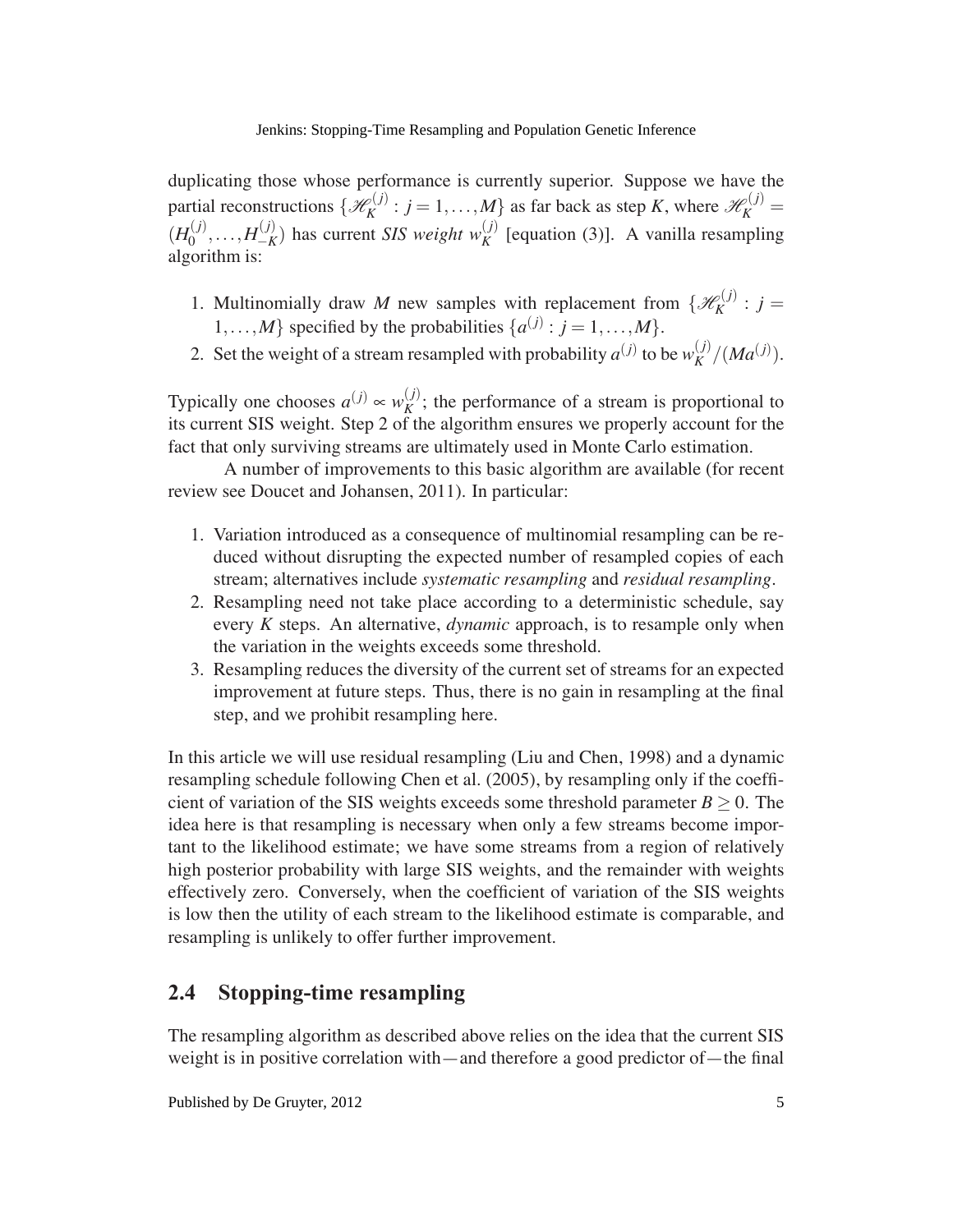duplicating those whose performance is currently superior. Suppose we have the partial reconstructions $\{\mathscr{H}_K^{(j)} : j = 1, \ldots, M\}$ as far back as step $K$, where $\mathscr{H}_K^{(j)} = (H_0^{(j)}, \ldots, H_{-K}^{(j)})$ has current *SIS weight* $w_K^{(j)}$ [equation (3)]. A vanilla resampling algorithm is:

1. Multinomially draw $M$ new samples with replacement from $\{\mathscr{H}_K^{(j)} : j = 1, \ldots, M\}$ specified by the probabilities $\{a^{(j)} : j = 1, \ldots, M\}$.
2. Set the weight of a stream resampled with probability $a^{(j)}$ to be $w_K^{(j)}/(Ma^{(j)})$.

Typically one chooses $a^{(j)} \propto w_K^{(j)}$; the performance of a stream is proportional to its current SIS weight. Step 2 of the algorithm ensures we properly account for the fact that only surviving streams are ultimately used in Monte Carlo estimation.

A number of improvements to this basic algorithm are available (for recent review see Doucet and Johansen, 2011). In particular:

1. Variation introduced as a consequence of multinomial resampling can be reduced without disrupting the expected number of resampled copies of each stream; alternatives include *systematic resampling* and *residual resampling*.
2. Resampling need not take place according to a deterministic schedule, say every $K$ steps. An alternative, *dynamic* approach, is to resample only when the variation in the weights exceeds some threshold.
3. Resampling reduces the diversity of the current set of streams for an expected improvement at future steps. Thus, there is no gain in resampling at the final step, and we prohibit resampling here.

In this article we will use residual resampling (Liu and Chen, 1998) and a dynamic resampling schedule following Chen et al. (2005), by resampling only if the coefficient of variation of the SIS weights exceeds some threshold parameter $B \geq 0$. The idea here is that resampling is necessary when only a few streams become important to the likelihood estimate; we have some streams from a region of relatively high posterior probability with large SIS weights, and the remainder with weights effectively zero. Conversely, when the coefficient of variation of the SIS weights is low then the utility of each stream to the likelihood estimate is comparable, and resampling is unlikely to offer further improvement.

## 2.4 Stopping-time resampling

The resampling algorithm as described above relies on the idea that the current SIS weight is in positive correlation with—and therefore a good predictor of—the final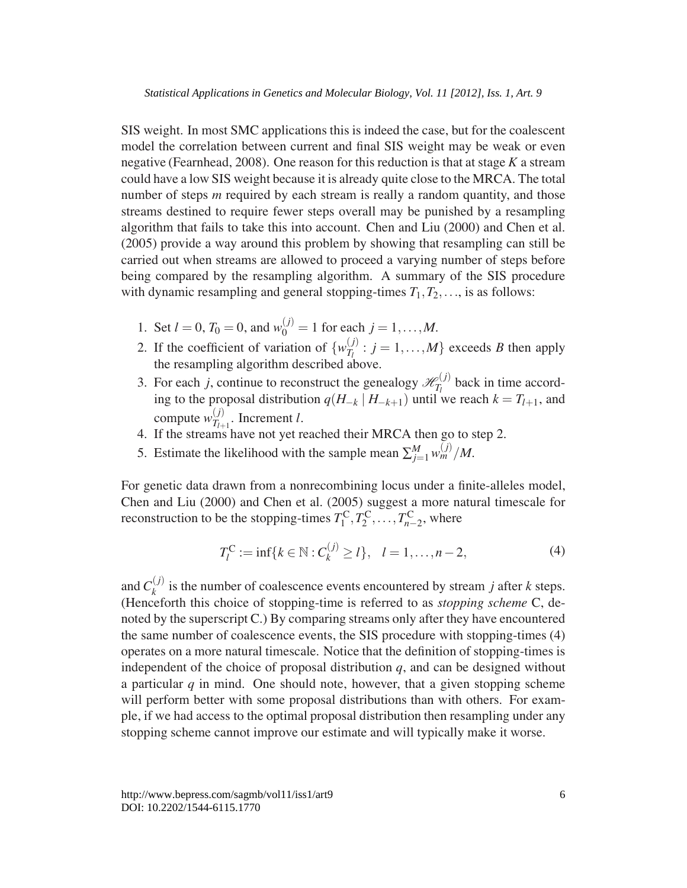SIS weight. In most SMC applications this is indeed the case, but for the coalescent model the correlation between current and final SIS weight may be weak or even negative (Fearnhead, 2008). One reason for this reduction is that at stage $K$ a stream could have a low SIS weight because it is already quite close to the MRCA. The total number of steps $m$ required by each stream is really a random quantity, and those streams destined to require fewer steps overall may be punished by a resampling algorithm that fails to take this into account. Chen and Liu (2000) and Chen et al. (2005) provide a way around this problem by showing that resampling can still be carried out when streams are allowed to proceed a varying number of steps before being compared by the resampling algorithm. A summary of the SIS procedure with dynamic resampling and general stopping-times $T_1, T_2, \ldots$, is as follows:

1. Set $l = 0$, $T_0 = 0$, and $w_0^{(j)} = 1$ for each $j = 1, \ldots, M$.
2. If the coefficient of variation of $\{w_{T_l}^{(j)} : j = 1, \ldots, M\}$ exceeds $B$ then apply the resampling algorithm described above.
3. For each $j$, continue to reconstruct the genealogy $\mathscr{H}_{T_l}^{(j)}$ back in time according to the proposal distribution $q(H_{-k} \mid H_{-k+1})$ until we reach $k = T_{l+1}$, and compute $w_{T_{l+1}}^{(j)}$. Increment $l$.
4. If the streams have not yet reached their MRCA then go to step 2.
5. Estimate the likelihood with the sample mean $\sum_{j=1}^{M} w_m^{(j)}/M$.

For genetic data drawn from a nonrecombining locus under a finite-alleles model, Chen and Liu (2000) and Chen et al. (2005) suggest a more natural timescale for reconstruction to be the stopping-times $T_1^{\mathrm{C}}, T_2^{\mathrm{C}}, \ldots, T_{n-2}^{\mathrm{C}}$, where

$$T_l^{\mathrm{C}} := \inf\{k \in \mathbb{N} : C_k^{(j)} \geq l\}, \quad l = 1, \ldots, n-2, \tag{4}$$

and $C_k^{(j)}$ is the number of coalescence events encountered by stream $j$ after $k$ steps. (Henceforth this choice of stopping-time is referred to as *stopping scheme* C, denoted by the superscript C.) By comparing streams only after they have encountered the same number of coalescence events, the SIS procedure with stopping-times (4) operates on a more natural timescale. Notice that the definition of stopping-times is independent of the choice of proposal distribution $q$, and can be designed without a particular $q$ in mind. One should note, however, that a given stopping scheme will perform better with some proposal distributions than with others. For example, if we had access to the optimal proposal distribution then resampling under any stopping scheme cannot improve our estimate and will typically make it worse.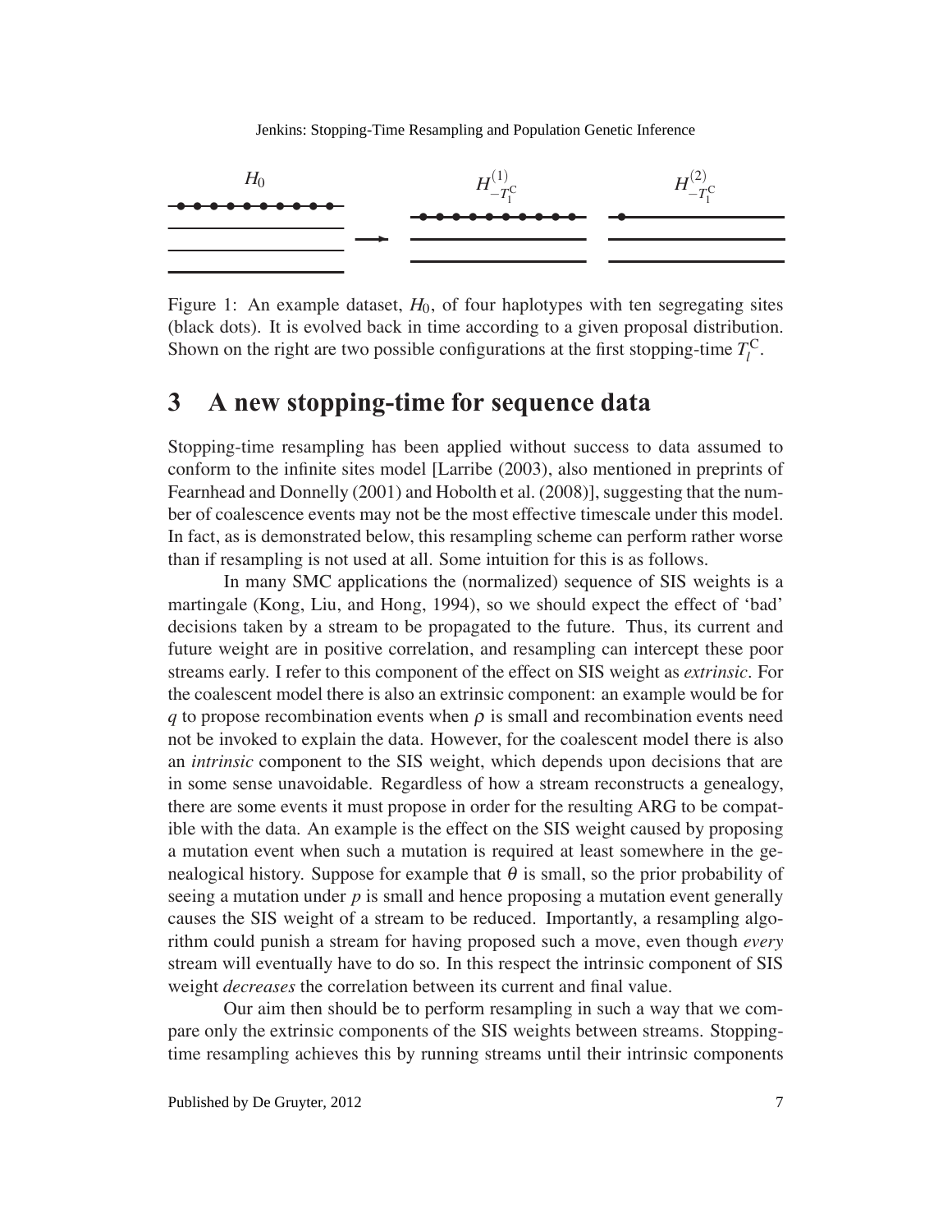Figure 1: An example dataset, $H_0$, of four haplotypes with ten segregating sites (black dots). It is evolved back in time according to a given proposal distribution. Shown on the right are two possible configurations at the first stopping-time $T_l^{\mathrm{C}}$.

# 3 A new stopping-time for sequence data

Stopping-time resampling has been applied without success to data assumed to conform to the infinite sites model [Larribe (2003), also mentioned in preprints of Fearnhead and Donnelly (2001) and Hobolth et al. (2008)], suggesting that the number of coalescence events may not be the most effective timescale under this model. In fact, as is demonstrated below, this resampling scheme can perform rather worse than if resampling is not used at all. Some intuition for this is as follows.

In many SMC applications the (normalized) sequence of SIS weights is a martingale (Kong, Liu, and Hong, 1994), so we should expect the effect of 'bad' decisions taken by a stream to be propagated to the future. Thus, its current and future weight are in positive correlation, and resampling can intercept these poor streams early. I refer to this component of the effect on SIS weight as *extrinsic*. For the coalescent model there is also an extrinsic component: an example would be for $q$ to propose recombination events when $\rho$ is small and recombination events need not be invoked to explain the data. However, for the coalescent model there is also an *intrinsic* component to the SIS weight, which depends upon decisions that are in some sense unavoidable. Regardless of how a stream reconstructs a genealogy, there are some events it must propose in order for the resulting ARG to be compatible with the data. An example is the effect on the SIS weight caused by proposing a mutation event when such a mutation is required at least somewhere in the genealogical history. Suppose for example that $\theta$ is small, so the prior probability of seeing a mutation under $p$ is small and hence proposing a mutation event generally causes the SIS weight of a stream to be reduced. Importantly, a resampling algorithm could punish a stream for having proposed such a move, even though *every* stream will eventually have to do so. In this respect the intrinsic component of SIS weight *decreases* the correlation between its current and final value.

Our aim then should be to perform resampling in such a way that we compare only the extrinsic components of the SIS weights between streams. Stopping-time resampling achieves this by running streams until their intrinsic components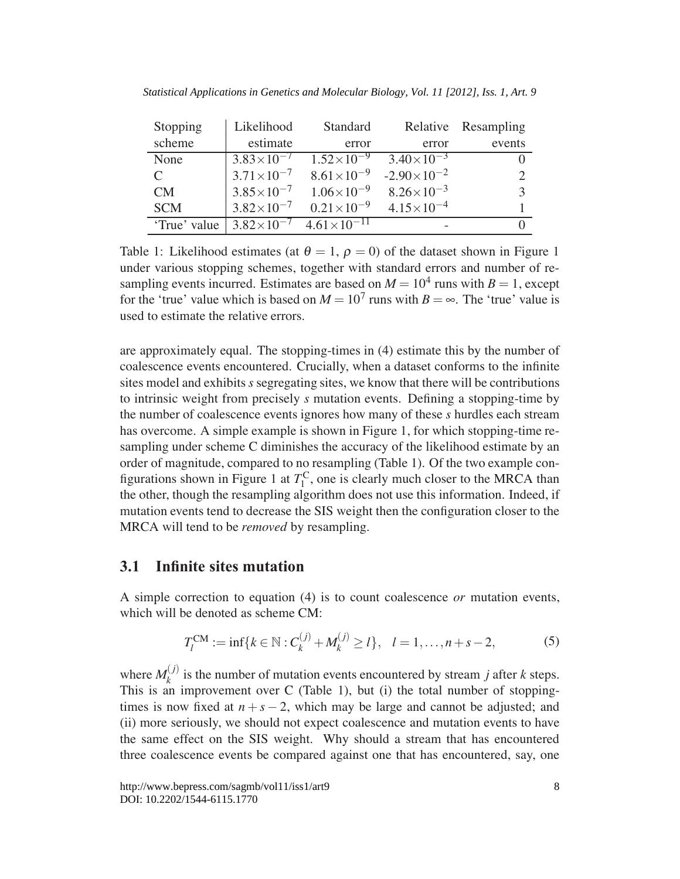| Stopping scheme | Likelihood estimate | Standard error | Relative error | Resampling events |
|---|---|---|---|---|
| None | $3.83\times10^{-7}$ | $1.52\times10^{-9}$ | $3.40\times10^{-3}$ | 0 |
| C | $3.71\times10^{-7}$ | $8.61\times10^{-9}$ | $-2.90\times10^{-2}$ | 2 |
| CM | $3.85\times10^{-7}$ | $1.06\times10^{-9}$ | $8.26\times10^{-3}$ | 3 |
| SCM | $3.82\times10^{-7}$ | $0.21\times10^{-9}$ | $4.15\times10^{-4}$ | 1 |
| 'True' value | $3.82\times10^{-7}$ | $4.61\times10^{-11}$ | - | 0 |

Table 1: Likelihood estimates (at $\theta = 1$, $\rho = 0$) of the dataset shown in Figure 1 under various stopping schemes, together with standard errors and number of resampling events incurred. Estimates are based on $M = 10^4$ runs with $B = 1$, except for the 'true' value which is based on $M = 10^7$ runs with $B = \infty$. The 'true' value is used to estimate the relative errors.

are approximately equal. The stopping-times in (4) estimate this by the number of coalescence events encountered. Crucially, when a dataset conforms to the infinite sites model and exhibits $s$ segregating sites, we know that there will be contributions to intrinsic weight from precisely $s$ mutation events. Defining a stopping-time by the number of coalescence events ignores how many of these $s$ hurdles each stream has overcome. A simple example is shown in Figure 1, for which stopping-time resampling under scheme C diminishes the accuracy of the likelihood estimate by an order of magnitude, compared to no resampling (Table 1). Of the two example configurations shown in Figure 1 at $T_1^{\mathrm{C}}$, one is clearly much closer to the MRCA than the other, though the resampling algorithm does not use this information. Indeed, if mutation events tend to decrease the SIS weight then the configuration closer to the MRCA will tend to be *removed* by resampling.

### 3.1 Infinite sites mutation

A simple correction to equation (4) is to count coalescence *or* mutation events, which will be denoted as scheme CM:

$$T_l^{\mathrm{CM}} := \inf\{k \in \mathbb{N} : C_k^{(j)} + M_k^{(j)} \geq l\}, \quad l = 1, \ldots, n+s-2, \tag{5}$$

where $M_k^{(j)}$ is the number of mutation events encountered by stream $j$ after $k$ steps. This is an improvement over C (Table 1), but (i) the total number of stopping-times is now fixed at $n + s - 2$, which may be large and cannot be adjusted; and (ii) more seriously, we should not expect coalescence and mutation events to have the same effect on the SIS weight. Why should a stream that has encountered three coalescence events be compared against one that has encountered, say, one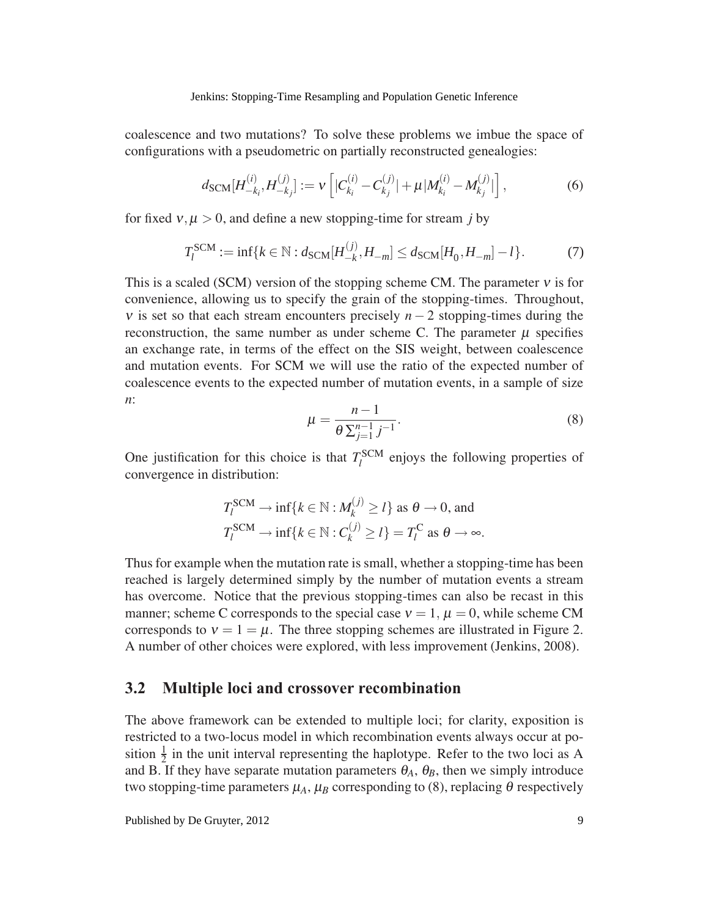coalescence and two mutations? To solve these problems we imbue the space of configurations with a pseudometric on partially reconstructed genealogies:

$$d_{\mathrm{SCM}}[H^{(i)}_{-k_i}, H^{(j)}_{-k_j}] := \nu \left[ |C^{(i)}_{k_i} - C^{(j)}_{k_j}| + \mu |M^{(i)}_{k_i} - M^{(j)}_{k_j}| \right], \tag{6}$$

for fixed $\nu, \mu > 0$, and define a new stopping-time for stream $j$ by

$$T^{\mathrm{SCM}}_l := \inf\{k \in \mathbb{N} : d_{\mathrm{SCM}}[H^{(j)}_{-k}, H_{-m}] \leq d_{\mathrm{SCM}}[H_0, H_{-m}] - l\}. \tag{7}$$

This is a scaled (SCM) version of the stopping scheme CM. The parameter $\nu$ is for convenience, allowing us to specify the grain of the stopping-times. Throughout, $\nu$ is set so that each stream encounters precisely $n-2$ stopping-times during the reconstruction, the same number as under scheme C. The parameter $\mu$ specifies an exchange rate, in terms of the effect on the SIS weight, between coalescence and mutation events. For SCM we will use the ratio of the expected number of coalescence events to the expected number of mutation events, in a sample of size $n$:

$$\mu = \frac{n-1}{\theta \sum_{j=1}^{n-1} j^{-1}}. \tag{8}$$

One justification for this choice is that $T^{\mathrm{SCM}}_l$ enjoys the following properties of convergence in distribution:

$$T^{\mathrm{SCM}}_l \to \inf\{k \in \mathbb{N} : M^{(j)}_k \geq l\} \text{ as } \theta \to 0, \text{ and}$$
$$T^{\mathrm{SCM}}_l \to \inf\{k \in \mathbb{N} : C^{(j)}_k \geq l\} = T^{\mathrm{C}}_l \text{ as } \theta \to \infty.$$

Thus for example when the mutation rate is small, whether a stopping-time has been reached is largely determined simply by the number of mutation events a stream has overcome. Notice that the previous stopping-times can also be recast in this manner; scheme C corresponds to the special case $\nu = 1$, $\mu = 0$, while scheme CM corresponds to $\nu = 1 = \mu$. The three stopping schemes are illustrated in Figure 2. A number of other choices were explored, with less improvement (Jenkins, 2008).

## 3.2 Multiple loci and crossover recombination

The above framework can be extended to multiple loci; for clarity, exposition is restricted to a two-locus model in which recombination events always occur at position $\frac{1}{2}$ in the unit interval representing the haplotype. Refer to the two loci as A and B. If they have separate mutation parameters $\theta_A$, $\theta_B$, then we simply introduce two stopping-time parameters $\mu_A$, $\mu_B$ corresponding to (8), replacing $\theta$ respectively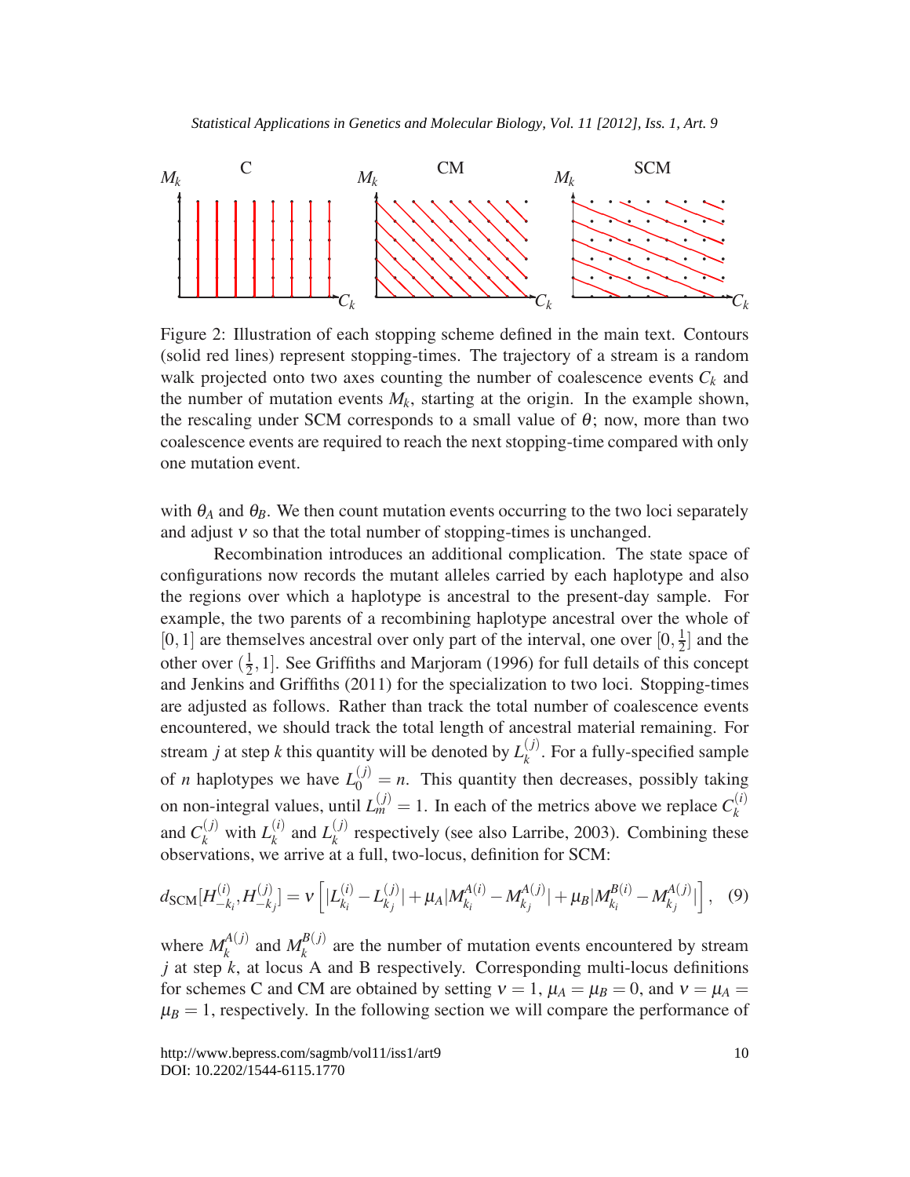Figure 2: Illustration of each stopping scheme defined in the main text. Contours (solid red lines) represent stopping-times. The trajectory of a stream is a random walk projected onto two axes counting the number of coalescence events $C_k$ and the number of mutation events $M_k$, starting at the origin. In the example shown, the rescaling under SCM corresponds to a small value of $\theta$; now, more than two coalescence events are required to reach the next stopping-time compared with only one mutation event.

with $\theta_A$ and $\theta_B$. We then count mutation events occurring to the two loci separately and adjust $\nu$ so that the total number of stopping-times is unchanged.

Recombination introduces an additional complication. The state space of configurations now records the mutant alleles carried by each haplotype and also the regions over which a haplotype is ancestral to the present-day sample. For example, the two parents of a recombining haplotype ancestral over the whole of $[0,1]$ are themselves ancestral over only part of the interval, one over $[0,\frac{1}{2}]$ and the other over $(\frac{1}{2},1]$. See Griffiths and Marjoram (1996) for full details of this concept and Jenkins and Griffiths (2011) for the specialization to two loci. Stopping-times are adjusted as follows. Rather than track the total number of coalescence events encountered, we should track the total length of ancestral material remaining. For stream $j$ at step $k$ this quantity will be denoted by $L_k^{(j)}$. For a fully-specified sample of $n$ haplotypes we have $L_0^{(j)} = n$. This quantity then decreases, possibly taking on non-integral values, until $L_m^{(j)} = 1$. In each of the metrics above we replace $C_k^{(i)}$ and $C_k^{(j)}$ with $L_k^{(i)}$ and $L_k^{(j)}$ respectively (see also Larribe, 2003). Combining these observations, we arrive at a full, two-locus, definition for SCM:

$$d_{\text{SCM}}[H_{-k_i}^{(i)}, H_{-k_j}^{(j)}] = \nu\left[|L_{k_i}^{(i)} - L_{k_j}^{(j)}| + \mu_A|M_{k_i}^{A(i)} - M_{k_j}^{A(j)}| + \mu_B|M_{k_i}^{B(i)} - M_{k_j}^{A(j)}|\right], \quad (9)$$

where $M_k^{A(j)}$ and $M_k^{B(j)}$ are the number of mutation events encountered by stream $j$ at step $k$, at locus A and B respectively. Corresponding multi-locus definitions for schemes C and CM are obtained by setting $\nu = 1$, $\mu_A = \mu_B = 0$, and $\nu = \mu_A = \mu_B = 1$, respectively. In the following section we will compare the performance of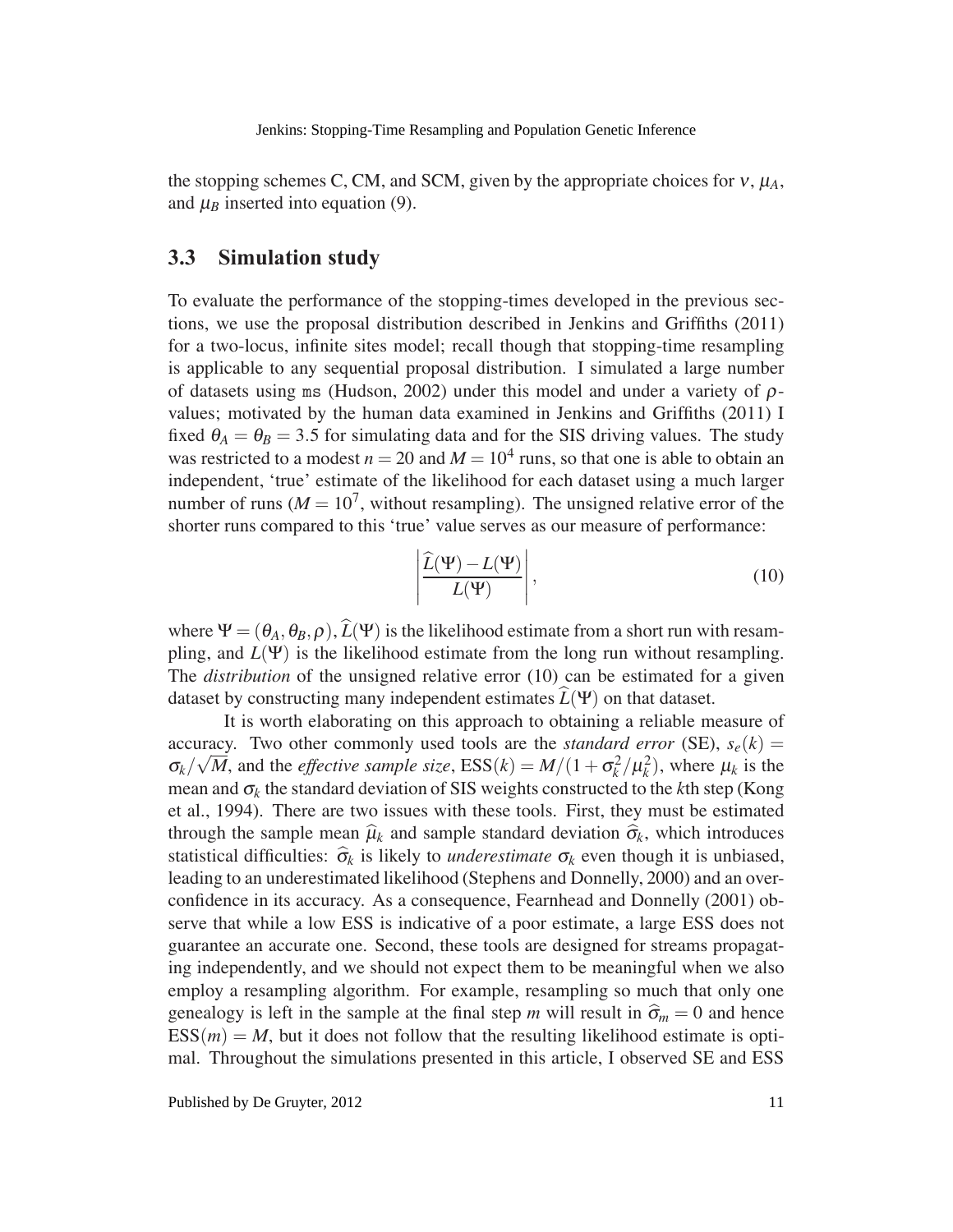the stopping schemes C, CM, and SCM, given by the appropriate choices for $\nu$, $\mu_A$, and $\mu_B$ inserted into equation (9).

### 3.3 Simulation study

To evaluate the performance of the stopping-times developed in the previous sections, we use the proposal distribution described in Jenkins and Griffiths (2011) for a two-locus, infinite sites model; recall though that stopping-time resampling is applicable to any sequential proposal distribution. I simulated a large number of datasets using `ms` (Hudson, 2002) under this model and under a variety of $\rho$-values; motivated by the human data examined in Jenkins and Griffiths (2011) I fixed $\theta_A = \theta_B = 3.5$ for simulating data and for the SIS driving values. The study was restricted to a modest $n = 20$ and $M = 10^4$ runs, so that one is able to obtain an independent, 'true' estimate of the likelihood for each dataset using a much larger number of runs ($M = 10^7$, without resampling). The unsigned relative error of the shorter runs compared to this 'true' value serves as our measure of performance:

$$\left| \frac{\widehat{L}(\Psi) - L(\Psi)}{L(\Psi)} \right|, \tag{10}$$

where $\Psi = (\theta_A, \theta_B, \rho)$, $\widehat{L}(\Psi)$ is the likelihood estimate from a short run with resampling, and $L(\Psi)$ is the likelihood estimate from the long run without resampling. The *distribution* of the unsigned relative error (10) can be estimated for a given dataset by constructing many independent estimates $\widehat{L}(\Psi)$ on that dataset.

It is worth elaborating on this approach to obtaining a reliable measure of accuracy. Two other commonly used tools are the *standard error* (SE), $s_e(k) = \sigma_k/\sqrt{M}$, and the *effective sample size*, $\text{ESS}(k) = M/(1 + \sigma_k^2/\mu_k^2)$, where $\mu_k$ is the mean and $\sigma_k$ the standard deviation of SIS weights constructed to the $k$th step (Kong et al., 1994). There are two issues with these tools. First, they must be estimated through the sample mean $\widehat{\mu}_k$ and sample standard deviation $\widehat{\sigma}_k$, which introduces statistical difficulties: $\widehat{\sigma}_k$ is likely to *underestimate* $\sigma_k$ even though it is unbiased, leading to an underestimated likelihood (Stephens and Donnelly, 2000) and an overconfidence in its accuracy. As a consequence, Fearnhead and Donnelly (2001) observe that while a low ESS is indicative of a poor estimate, a large ESS does not guarantee an accurate one. Second, these tools are designed for streams propagating independently, and we should not expect them to be meaningful when we also employ a resampling algorithm. For example, resampling so much that only one genealogy is left in the sample at the final step $m$ will result in $\widehat{\sigma}_m = 0$ and hence $\text{ESS}(m) = M$, but it does not follow that the resulting likelihood estimate is optimal. Throughout the simulations presented in this article, I observed SE and ESS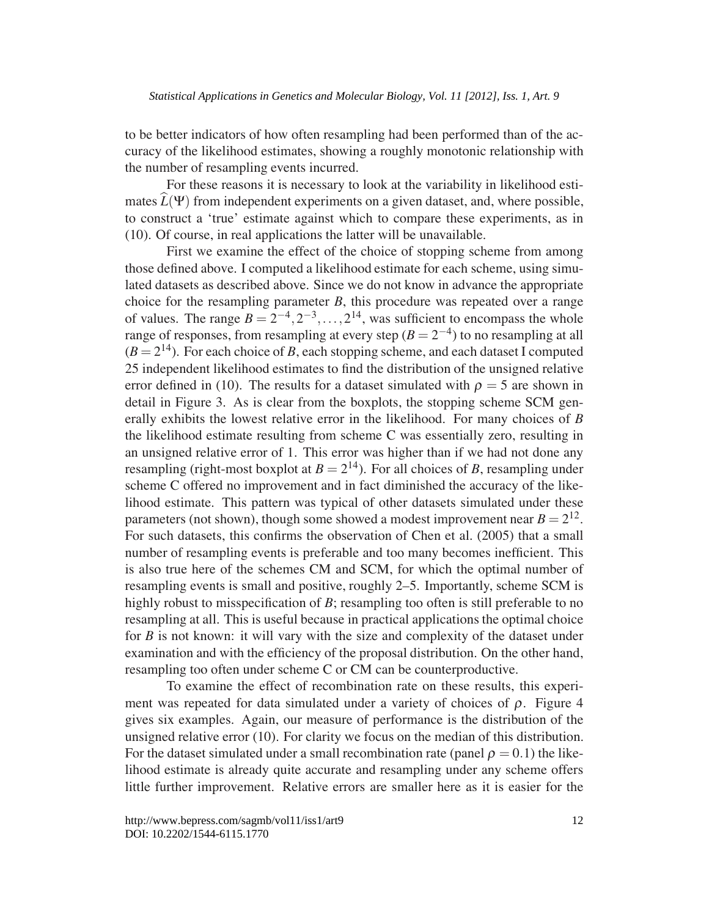to be better indicators of how often resampling had been performed than of the accuracy of the likelihood estimates, showing a roughly monotonic relationship with the number of resampling events incurred.

For these reasons it is necessary to look at the variability in likelihood estimates $\widehat{L}(\Psi)$ from independent experiments on a given dataset, and, where possible, to construct a 'true' estimate against which to compare these experiments, as in (10). Of course, in real applications the latter will be unavailable.

First we examine the effect of the choice of stopping scheme from among those defined above. I computed a likelihood estimate for each scheme, using simulated datasets as described above. Since we do not know in advance the appropriate choice for the resampling parameter $B$, this procedure was repeated over a range of values. The range $B = 2^{-4}, 2^{-3}, \ldots, 2^{14}$, was sufficient to encompass the whole range of responses, from resampling at every step ($B = 2^{-4}$) to no resampling at all ($B = 2^{14}$). For each choice of $B$, each stopping scheme, and each dataset I computed 25 independent likelihood estimates to find the distribution of the unsigned relative error defined in (10). The results for a dataset simulated with $\rho = 5$ are shown in detail in Figure 3. As is clear from the boxplots, the stopping scheme SCM generally exhibits the lowest relative error in the likelihood. For many choices of $B$ the likelihood estimate resulting from scheme C was essentially zero, resulting in an unsigned relative error of 1. This error was higher than if we had not done any resampling (right-most boxplot at $B = 2^{14}$). For all choices of $B$, resampling under scheme C offered no improvement and in fact diminished the accuracy of the likelihood estimate. This pattern was typical of other datasets simulated under these parameters (not shown), though some showed a modest improvement near $B = 2^{12}$. For such datasets, this confirms the observation of Chen et al. (2005) that a small number of resampling events is preferable and too many becomes inefficient. This is also true here of the schemes CM and SCM, for which the optimal number of resampling events is small and positive, roughly 2–5. Importantly, scheme SCM is highly robust to misspecification of $B$; resampling too often is still preferable to no resampling at all. This is useful because in practical applications the optimal choice for $B$ is not known: it will vary with the size and complexity of the dataset under examination and with the efficiency of the proposal distribution. On the other hand, resampling too often under scheme C or CM can be counterproductive.

To examine the effect of recombination rate on these results, this experiment was repeated for data simulated under a variety of choices of $\rho$. Figure 4 gives six examples. Again, our measure of performance is the distribution of the unsigned relative error (10). For clarity we focus on the median of this distribution. For the dataset simulated under a small recombination rate (panel $\rho = 0.1$) the likelihood estimate is already quite accurate and resampling under any scheme offers little further improvement. Relative errors are smaller here as it is easier for the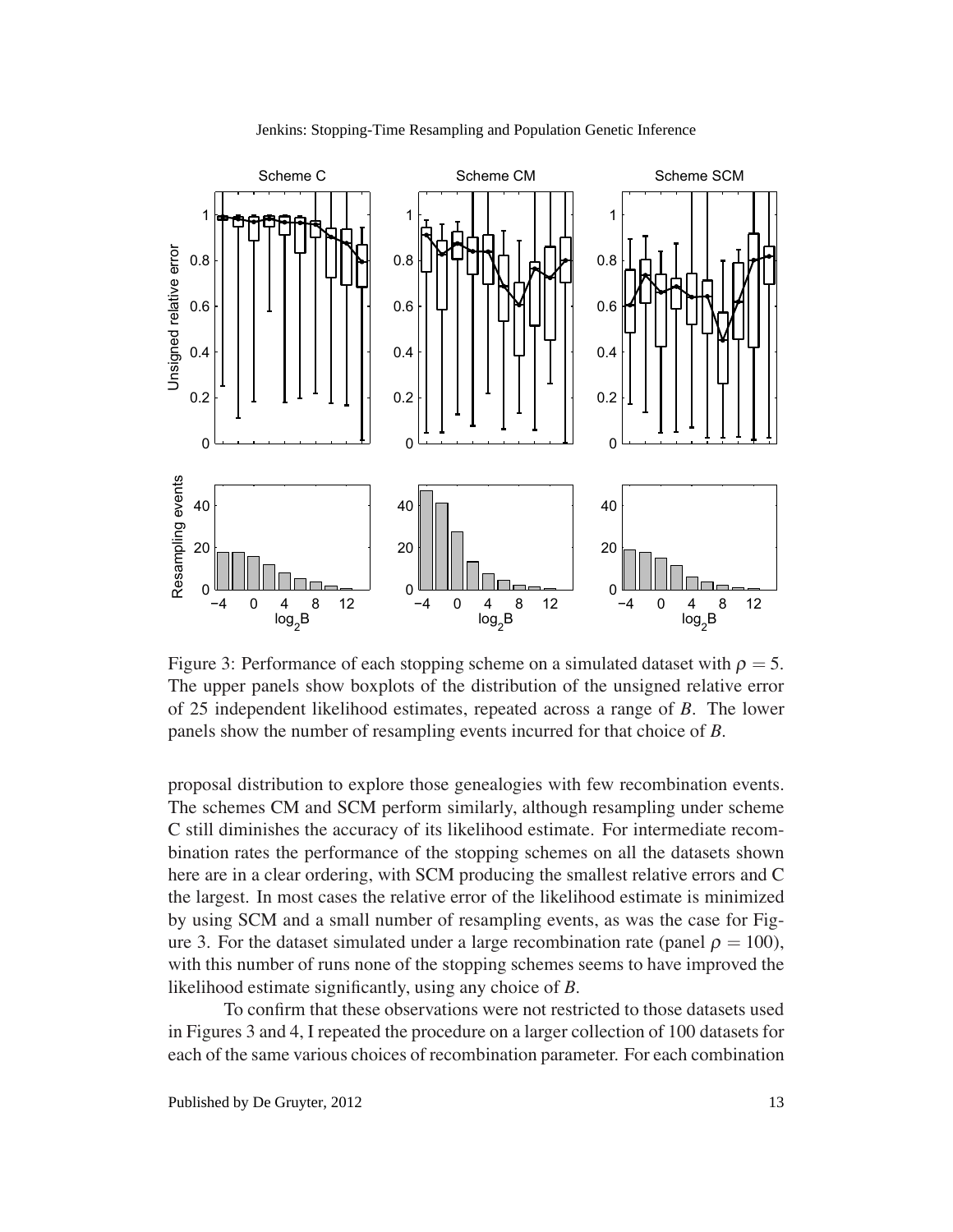Figure 3: Performance of each stopping scheme on a simulated dataset with $\rho = 5$. The upper panels show boxplots of the distribution of the unsigned relative error of 25 independent likelihood estimates, repeated across a range of $B$. The lower panels show the number of resampling events incurred for that choice of $B$.

proposal distribution to explore those genealogies with few recombination events. The schemes CM and SCM perform similarly, although resampling under scheme C still diminishes the accuracy of its likelihood estimate. For intermediate recombination rates the performance of the stopping schemes on all the datasets shown here are in a clear ordering, with SCM producing the smallest relative errors and C the largest. In most cases the relative error of the likelihood estimate is minimized by using SCM and a small number of resampling events, as was the case for Figure 3. For the dataset simulated under a large recombination rate (panel $\rho = 100$), with this number of runs none of the stopping schemes seems to have improved the likelihood estimate significantly, using any choice of $B$.

To confirm that these observations were not restricted to those datasets used in Figures 3 and 4, I repeated the procedure on a larger collection of 100 datasets for each of the same various choices of recombination parameter. For each combination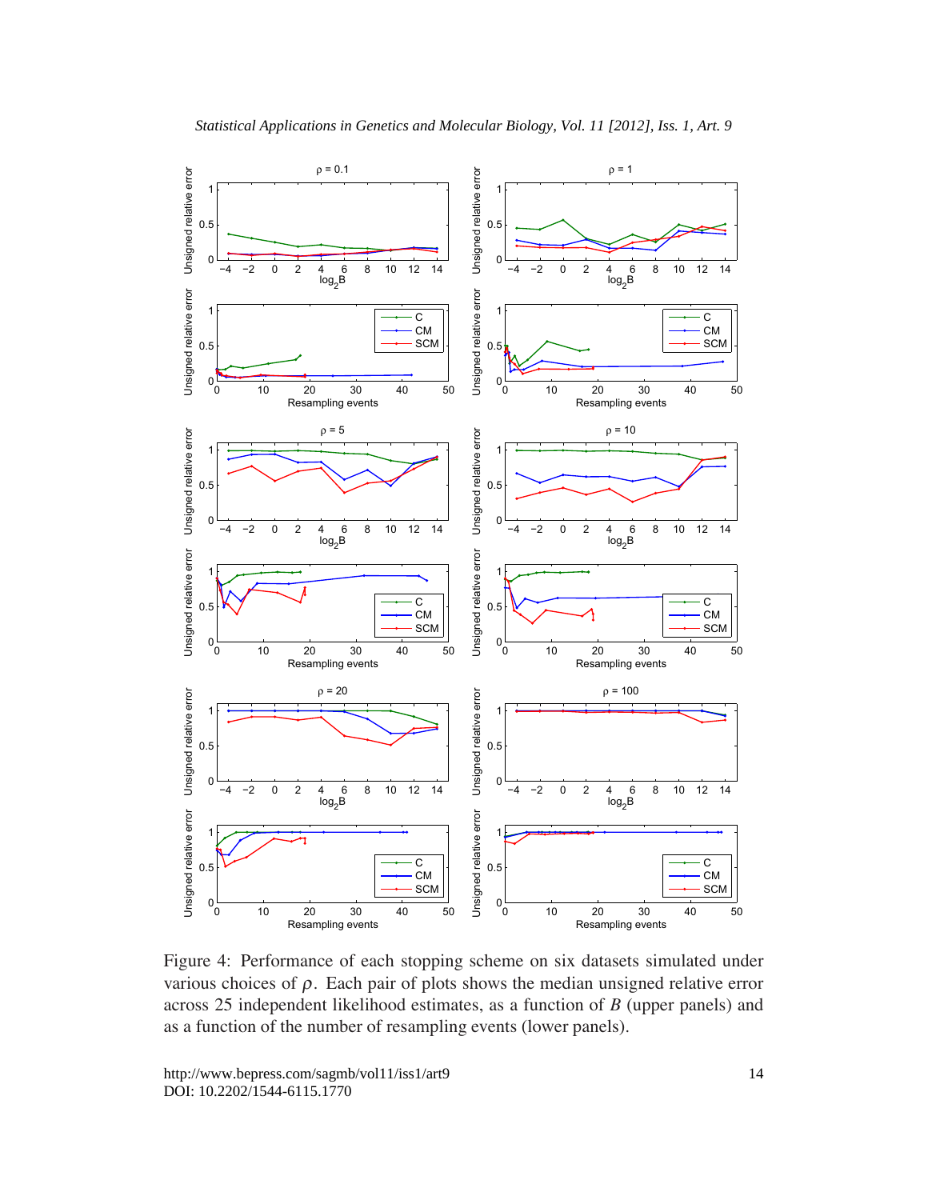Figure 4: Performance of each stopping scheme on six datasets simulated under various choices of $\rho$. Each pair of plots shows the median unsigned relative error across 25 independent likelihood estimates, as a function of $B$ (upper panels) and as a function of the number of resampling events (lower panels).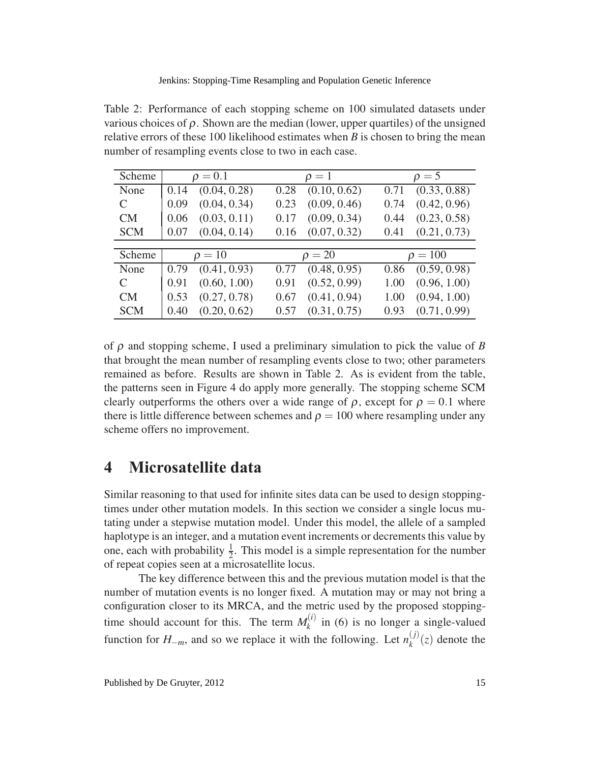Table 2: Performance of each stopping scheme on 100 simulated datasets under various choices of $\rho$. Shown are the median (lower, upper quartiles) of the unsigned relative errors of these 100 likelihood estimates when $B$ is chosen to bring the mean number of resampling events close to two in each case.

| Scheme | $\rho = 0.1$ | | $\rho = 1$ | | $\rho = 5$ | |
|---|---|---|---|---|---|---|
| None | 0.14 | (0.04, 0.28) | 0.28 | (0.10, 0.62) | 0.71 | (0.33, 0.88) |
| C | 0.09 | (0.04, 0.34) | 0.23 | (0.09, 0.46) | 0.74 | (0.42, 0.96) |
| CM | 0.06 | (0.03, 0.11) | 0.17 | (0.09, 0.34) | 0.44 | (0.23, 0.58) |
| SCM | 0.07 | (0.04, 0.14) | 0.16 | (0.07, 0.32) | 0.41 | (0.21, 0.73) |

| Scheme | $\rho = 10$ | | $\rho = 20$ | | $\rho = 100$ | |
|---|---|---|---|---|---|---|
| None | 0.79 | (0.41, 0.93) | 0.77 | (0.48, 0.95) | 0.86 | (0.59, 0.98) |
| C | 0.91 | (0.60, 1.00) | 0.91 | (0.52, 0.99) | 1.00 | (0.96, 1.00) |
| CM | 0.53 | (0.27, 0.78) | 0.67 | (0.41, 0.94) | 1.00 | (0.94, 1.00) |
| SCM | 0.40 | (0.20, 0.62) | 0.57 | (0.31, 0.75) | 0.93 | (0.71, 0.99) |

of $\rho$ and stopping scheme, I used a preliminary simulation to pick the value of $B$ that brought the mean number of resampling events close to two; other parameters remained as before. Results are shown in Table 2. As is evident from the table, the patterns seen in Figure 4 do apply more generally. The stopping scheme SCM clearly outperforms the others over a wide range of $\rho$, except for $\rho = 0.1$ where there is little difference between schemes and $\rho = 100$ where resampling under any scheme offers no improvement.

# 4 Microsatellite data

Similar reasoning to that used for infinite sites data can be used to design stopping-times under other mutation models. In this section we consider a single locus mutating under a stepwise mutation model. Under this model, the allele of a sampled haplotype is an integer, and a mutation event increments or decrements this value by one, each with probability $\frac{1}{2}$. This model is a simple representation for the number of repeat copies seen at a microsatellite locus.

The key difference between this and the previous mutation model is that the number of mutation events is no longer fixed. A mutation may or may not bring a configuration closer to its MRCA, and the metric used by the proposed stopping-time should account for this. The term $M_k^{(i)}$ in (6) is no longer a single-valued function for $H_{-m}$, and so we replace it with the following. Let $n_k^{(j)}(z)$ denote the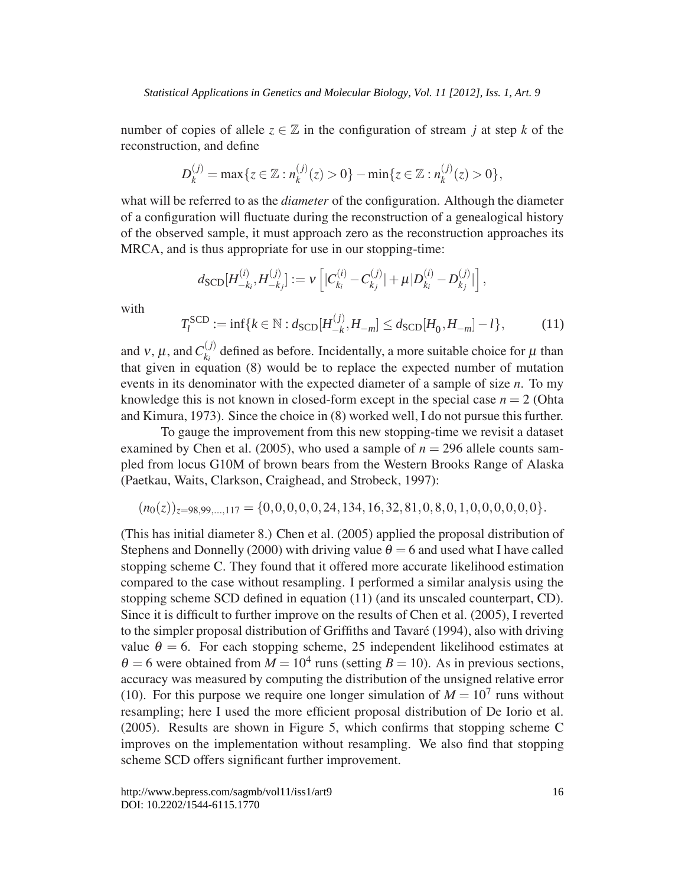number of copies of allele $z \in \mathbb{Z}$ in the configuration of stream $j$ at step $k$ of the reconstruction, and define

$$D_k^{(j)} = \max\{z \in \mathbb{Z} : n_k^{(j)}(z) > 0\} - \min\{z \in \mathbb{Z} : n_k^{(j)}(z) > 0\},$$

what will be referred to as the *diameter* of the configuration. Although the diameter of a configuration will fluctuate during the reconstruction of a genealogical history of the observed sample, it must approach zero as the reconstruction approaches its MRCA, and is thus appropriate for use in our stopping-time:

$$d_{\text{SCD}}[H_{-k_i}^{(i)}, H_{-k_j}^{(j)}] := \nu \left[ |C_{k_i}^{(i)} - C_{k_j}^{(j)}| + \mu |D_{k_i}^{(i)} - D_{k_j}^{(j)}| \right],$$

with

$$T_l^{\text{SCD}} := \inf\{k \in \mathbb{N} : d_{\text{SCD}}[H_{-k}^{(j)}, H_{-m}] \leq d_{\text{SCD}}[H_0, H_{-m}] - l\}, \tag{11}$$

and $\nu$, $\mu$, and $C_{k_i}^{(j)}$ defined as before. Incidentally, a more suitable choice for $\mu$ than that given in equation (8) would be to replace the expected number of mutation events in its denominator with the expected diameter of a sample of size $n$. To my knowledge this is not known in closed-form except in the special case $n = 2$ (Ohta and Kimura, 1973). Since the choice in (8) worked well, I do not pursue this further.

To gauge the improvement from this new stopping-time we revisit a dataset examined by Chen et al. (2005), who used a sample of $n = 296$ allele counts sampled from locus G10M of brown bears from the Western Brooks Range of Alaska (Paetkau, Waits, Clarkson, Craighead, and Strobeck, 1997):

$$(n_0(z))_{z=98,99,\ldots,117} = \{0,0,0,0,0,24,134,16,32,81,0,8,0,1,0,0,0,0,0,0\}.$$

(This has initial diameter 8.) Chen et al. (2005) applied the proposal distribution of Stephens and Donnelly (2000) with driving value $\theta = 6$ and used what I have called stopping scheme C. They found that it offered more accurate likelihood estimation compared to the case without resampling. I performed a similar analysis using the stopping scheme SCD defined in equation (11) (and its unscaled counterpart, CD). Since it is difficult to further improve on the results of Chen et al. (2005), I reverted to the simpler proposal distribution of Griffiths and Tavaré (1994), also with driving value $\theta = 6$. For each stopping scheme, 25 independent likelihood estimates at $\theta = 6$ were obtained from $M = 10^4$ runs (setting $B = 10$). As in previous sections, accuracy was measured by computing the distribution of the unsigned relative error (10). For this purpose we require one longer simulation of $M = 10^7$ runs without resampling; here I used the more efficient proposal distribution of De Iorio et al. (2005). Results are shown in Figure 5, which confirms that stopping scheme C improves on the implementation without resampling. We also find that stopping scheme SCD offers significant further improvement.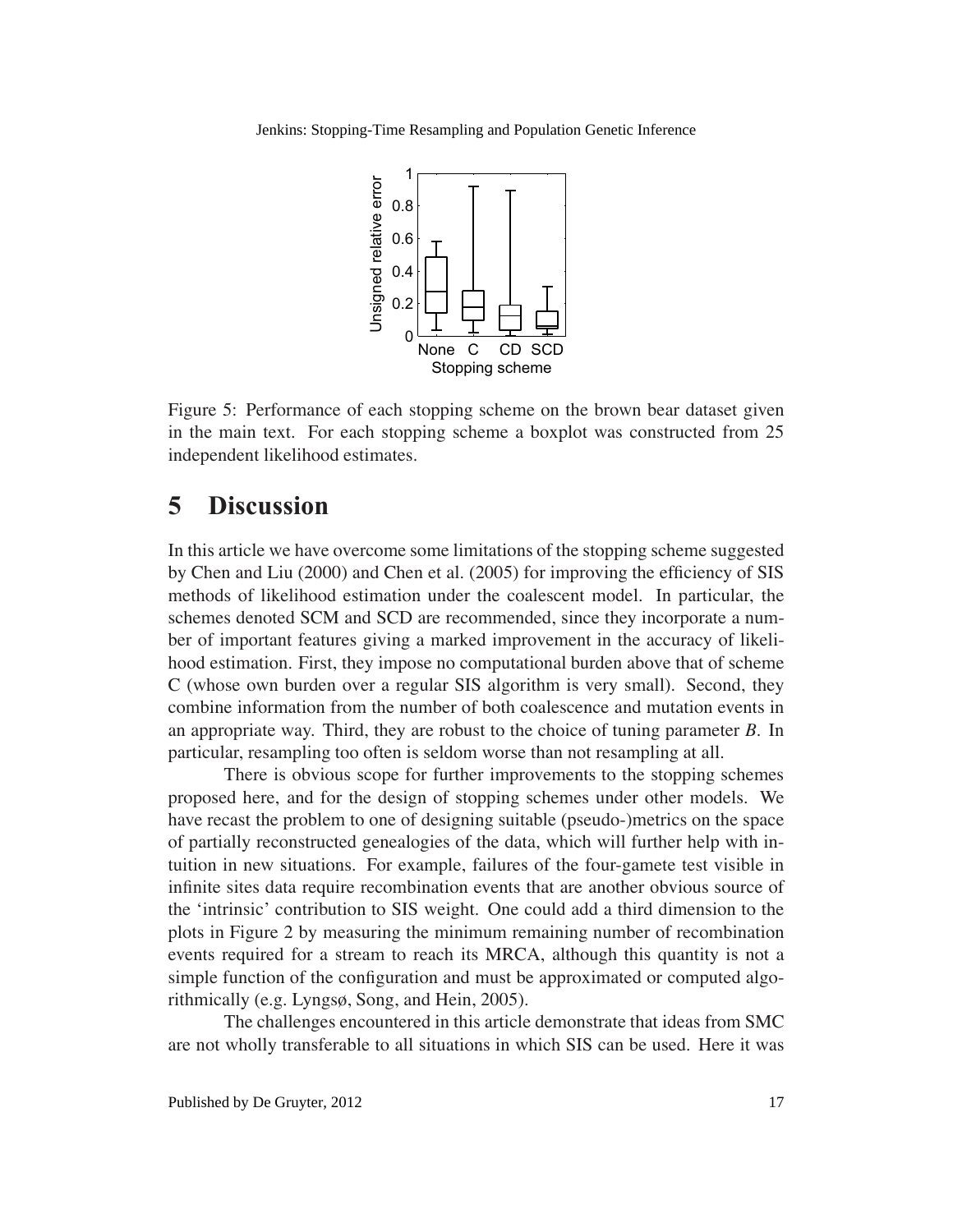Figure 5: Performance of each stopping scheme on the brown bear dataset given in the main text. For each stopping scheme a boxplot was constructed from 25 independent likelihood estimates.

# 5 Discussion

In this article we have overcome some limitations of the stopping scheme suggested by Chen and Liu (2000) and Chen et al. (2005) for improving the efficiency of SIS methods of likelihood estimation under the coalescent model. In particular, the schemes denoted SCM and SCD are recommended, since they incorporate a number of important features giving a marked improvement in the accuracy of likelihood estimation. First, they impose no computational burden above that of scheme C (whose own burden over a regular SIS algorithm is very small). Second, they combine information from the number of both coalescence and mutation events in an appropriate way. Third, they are robust to the choice of tuning parameter $B$. In particular, resampling too often is seldom worse than not resampling at all.

There is obvious scope for further improvements to the stopping schemes proposed here, and for the design of stopping schemes under other models. We have recast the problem to one of designing suitable (pseudo-)metrics on the space of partially reconstructed genealogies of the data, which will further help with intuition in new situations. For example, failures of the four-gamete test visible in infinite sites data require recombination events that are another obvious source of the 'intrinsic' contribution to SIS weight. One could add a third dimension to the plots in Figure 2 by measuring the minimum remaining number of recombination events required for a stream to reach its MRCA, although this quantity is not a simple function of the configuration and must be approximated or computed algorithmically (e.g. Lyngsø, Song, and Hein, 2005).

The challenges encountered in this article demonstrate that ideas from SMC are not wholly transferable to all situations in which SIS can be used. Here it was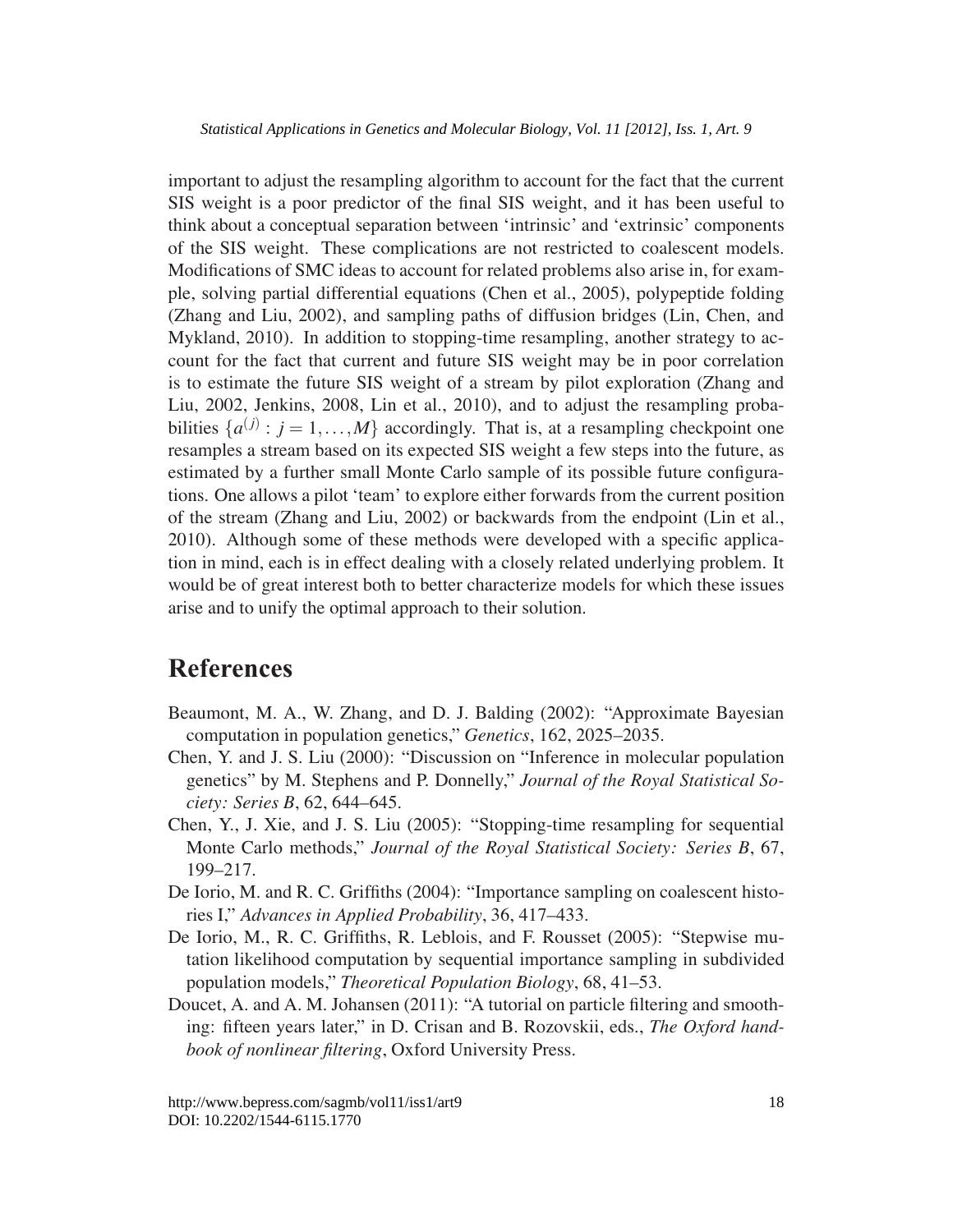important to adjust the resampling algorithm to account for the fact that the current SIS weight is a poor predictor of the final SIS weight, and it has been useful to think about a conceptual separation between 'intrinsic' and 'extrinsic' components of the SIS weight. These complications are not restricted to coalescent models. Modifications of SMC ideas to account for related problems also arise in, for example, solving partial differential equations (Chen et al., 2005), polypeptide folding (Zhang and Liu, 2002), and sampling paths of diffusion bridges (Lin, Chen, and Mykland, 2010). In addition to stopping-time resampling, another strategy to account for the fact that current and future SIS weight may be in poor correlation is to estimate the future SIS weight of a stream by pilot exploration (Zhang and Liu, 2002, Jenkins, 2008, Lin et al., 2010), and to adjust the resampling probabilities $\{a^{(j)} : j = 1, \ldots, M\}$ accordingly. That is, at a resampling checkpoint one resamples a stream based on its expected SIS weight a few steps into the future, as estimated by a further small Monte Carlo sample of its possible future configurations. One allows a pilot 'team' to explore either forwards from the current position of the stream (Zhang and Liu, 2002) or backwards from the endpoint (Lin et al., 2010). Although some of these methods were developed with a specific application in mind, each is in effect dealing with a closely related underlying problem. It would be of great interest both to better characterize models for which these issues arise and to unify the optimal approach to their solution.

# References

Beaumont, M. A., W. Zhang, and D. J. Balding (2002): "Approximate Bayesian computation in population genetics," *Genetics*, 162, 2025–2035.

Chen, Y. and J. S. Liu (2000): "Discussion on "Inference in molecular population genetics" by M. Stephens and P. Donnelly," *Journal of the Royal Statistical Society: Series B*, 62, 644–645.

Chen, Y., J. Xie, and J. S. Liu (2005): "Stopping-time resampling for sequential Monte Carlo methods," *Journal of the Royal Statistical Society: Series B*, 67, 199–217.

De Iorio, M. and R. C. Griffiths (2004): "Importance sampling on coalescent histories I," *Advances in Applied Probability*, 36, 417–433.

De Iorio, M., R. C. Griffiths, R. Leblois, and F. Rousset (2005): "Stepwise mutation likelihood computation by sequential importance sampling in subdivided population models," *Theoretical Population Biology*, 68, 41–53.

Doucet, A. and A. M. Johansen (2011): "A tutorial on particle filtering and smoothing: fifteen years later," in D. Crisan and B. Rozovskii, eds., *The Oxford handbook of nonlinear filtering*, Oxford University Press.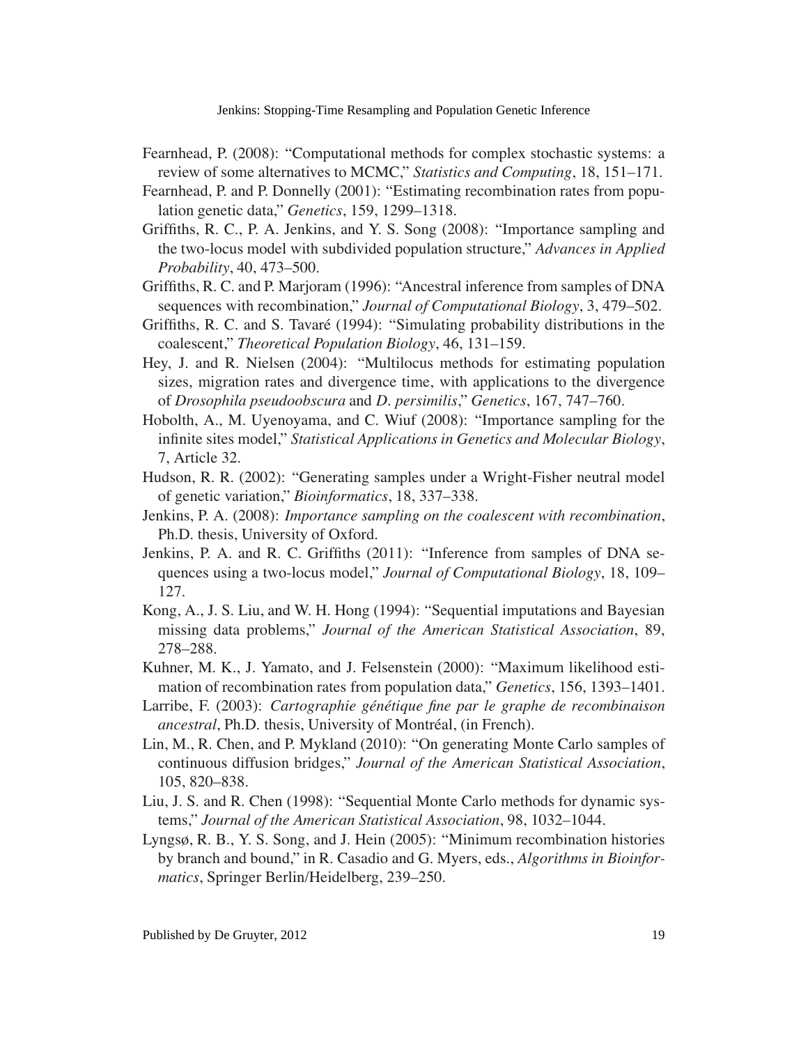Fearnhead, P. (2008): "Computational methods for complex stochastic systems: a review of some alternatives to MCMC," *Statistics and Computing*, 18, 151–171.

Fearnhead, P. and P. Donnelly (2001): "Estimating recombination rates from population genetic data," *Genetics*, 159, 1299–1318.

Griffiths, R. C., P. A. Jenkins, and Y. S. Song (2008): "Importance sampling and the two-locus model with subdivided population structure," *Advances in Applied Probability*, 40, 473–500.

Griffiths, R. C. and P. Marjoram (1996): "Ancestral inference from samples of DNA sequences with recombination," *Journal of Computational Biology*, 3, 479–502.

Griffiths, R. C. and S. Tavaré (1994): "Simulating probability distributions in the coalescent," *Theoretical Population Biology*, 46, 131–159.

Hey, J. and R. Nielsen (2004): "Multilocus methods for estimating population sizes, migration rates and divergence time, with applications to the divergence of *Drosophila pseudoobscura* and *D. persimilis*," *Genetics*, 167, 747–760.

Hobolth, A., M. Uyenoyama, and C. Wiuf (2008): "Importance sampling for the infinite sites model," *Statistical Applications in Genetics and Molecular Biology*, 7, Article 32.

Hudson, R. R. (2002): "Generating samples under a Wright-Fisher neutral model of genetic variation," *Bioinformatics*, 18, 337–338.

Jenkins, P. A. (2008): *Importance sampling on the coalescent with recombination*, Ph.D. thesis, University of Oxford.

Jenkins, P. A. and R. C. Griffiths (2011): "Inference from samples of DNA sequences using a two-locus model," *Journal of Computational Biology*, 18, 109–127.

Kong, A., J. S. Liu, and W. H. Hong (1994): "Sequential imputations and Bayesian missing data problems," *Journal of the American Statistical Association*, 89, 278–288.

Kuhner, M. K., J. Yamato, and J. Felsenstein (2000): "Maximum likelihood estimation of recombination rates from population data," *Genetics*, 156, 1393–1401.

Larribe, F. (2003): *Cartographie génétique fine par le graphe de recombinaison ancestral*, Ph.D. thesis, University of Montréal, (in French).

Lin, M., R. Chen, and P. Mykland (2010): "On generating Monte Carlo samples of continuous diffusion bridges," *Journal of the American Statistical Association*, 105, 820–838.

Liu, J. S. and R. Chen (1998): "Sequential Monte Carlo methods for dynamic systems," *Journal of the American Statistical Association*, 98, 1032–1044.

Lyngsø, R. B., Y. S. Song, and J. Hein (2005): "Minimum recombination histories by branch and bound," in R. Casadio and G. Myers, eds., *Algorithms in Bioinformatics*, Springer Berlin/Heidelberg, 239–250.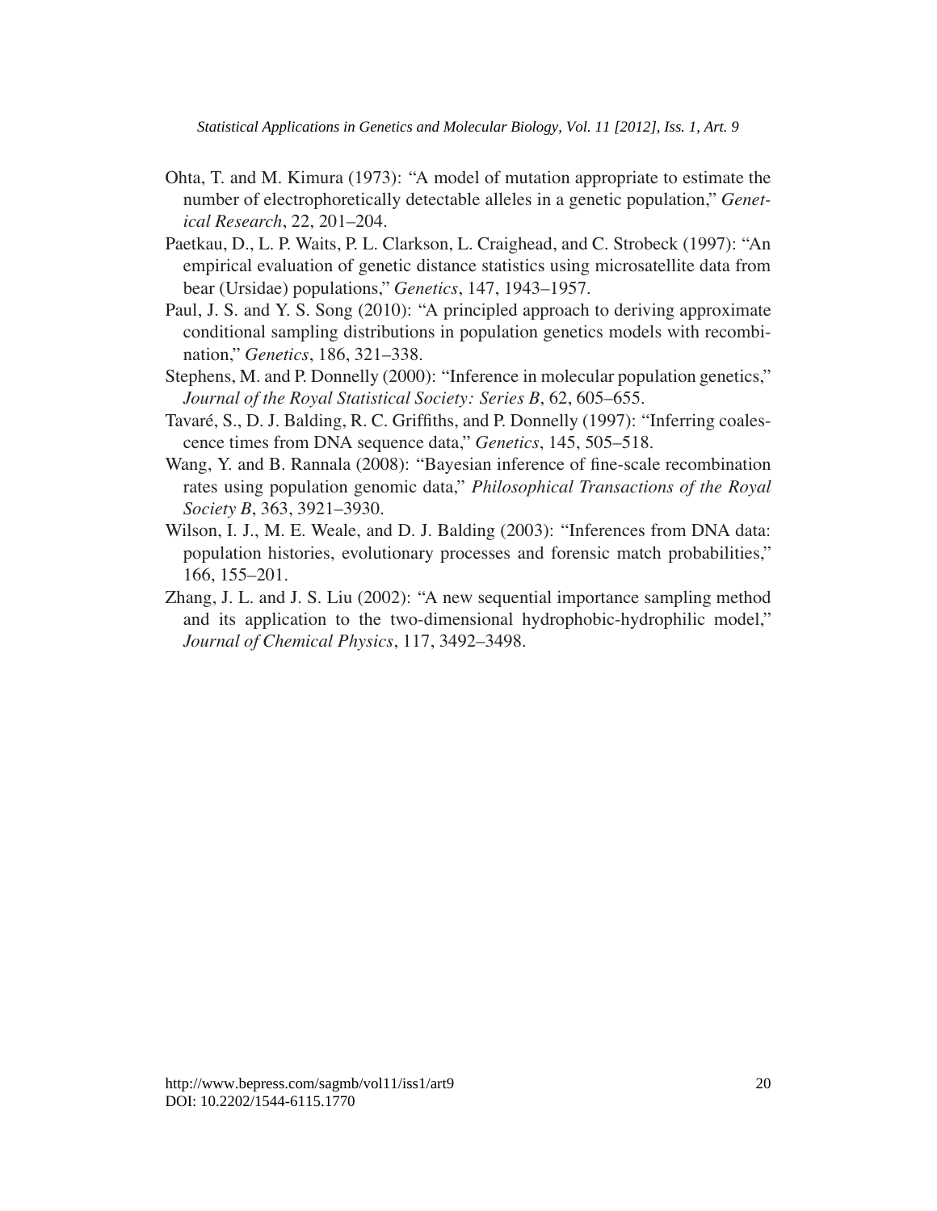Ohta, T. and M. Kimura (1973): "A model of mutation appropriate to estimate the number of electrophoretically detectable alleles in a genetic population," *Genetical Research*, 22, 201–204.

Paetkau, D., L. P. Waits, P. L. Clarkson, L. Craighead, and C. Strobeck (1997): "An empirical evaluation of genetic distance statistics using microsatellite data from bear (Ursidae) populations," *Genetics*, 147, 1943–1957.

Paul, J. S. and Y. S. Song (2010): "A principled approach to deriving approximate conditional sampling distributions in population genetics models with recombination," *Genetics*, 186, 321–338.

Stephens, M. and P. Donnelly (2000): "Inference in molecular population genetics," *Journal of the Royal Statistical Society: Series B*, 62, 605–655.

Tavaré, S., D. J. Balding, R. C. Griffiths, and P. Donnelly (1997): "Inferring coalescence times from DNA sequence data," *Genetics*, 145, 505–518.

Wang, Y. and B. Rannala (2008): "Bayesian inference of fine-scale recombination rates using population genomic data," *Philosophical Transactions of the Royal Society B*, 363, 3921–3930.

Wilson, I. J., M. E. Weale, and D. J. Balding (2003): "Inferences from DNA data: population histories, evolutionary processes and forensic match probabilities," 166, 155–201.

Zhang, J. L. and J. S. Liu (2002): "A new sequential importance sampling method and its application to the two-dimensional hydrophobic-hydrophilic model," *Journal of Chemical Physics*, 117, 3492–3498.